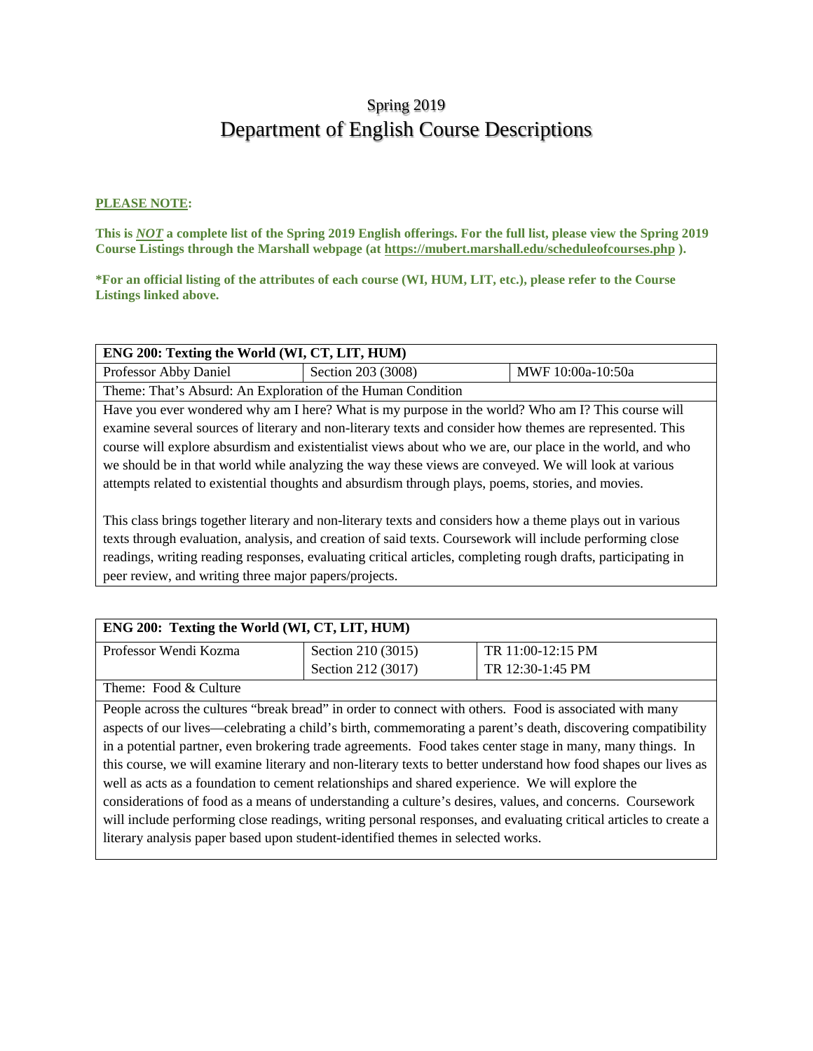# Spring 2019
# Department of English Course Descriptions

**PLEASE NOTE:**

**This is *NOT* a complete list of the Spring 2019 English offerings. For the full list, please view the Spring 2019 Course Listings through the Marshall webpage (at https://mubert.marshall.edu/scheduleofcourses.php ).**

**\*For an official listing of the attributes of each course (WI, HUM, LIT, etc.), please refer to the Course Listings linked above.**

| **ENG 200: Texting the World (WI, CT, LIT, HUM)** | | |
|---|---|---|
| Professor Abby Daniel | Section 203 (3008) | MWF 10:00a-10:50a |
| Theme: That's Absurd: An Exploration of the Human Condition | | |

Have you ever wondered why am I here? What is my purpose in the world? Who am I? This course will examine several sources of literary and non-literary texts and consider how themes are represented. This course will explore absurdism and existentialist views about who we are, our place in the world, and who we should be in that world while analyzing the way these views are conveyed. We will look at various attempts related to existential thoughts and absurdism through plays, poems, stories, and movies.

This class brings together literary and non-literary texts and considers how a theme plays out in various texts through evaluation, analysis, and creation of said texts. Coursework will include performing close readings, writing reading responses, evaluating critical articles, completing rough drafts, participating in peer review, and writing three major papers/projects.

| **ENG 200: Texting the World (WI, CT, LIT, HUM)** | | |
|---|---|---|
| Professor Wendi Kozma | Section 210 (3015)<br>Section 212 (3017) | TR 11:00-12:15 PM<br>TR 12:30-1:45 PM |
| Theme: Food & Culture | | |

People across the cultures "break bread" in order to connect with others. Food is associated with many aspects of our lives—celebrating a child's birth, commemorating a parent's death, discovering compatibility in a potential partner, even brokering trade agreements. Food takes center stage in many, many things. In this course, we will examine literary and non-literary texts to better understand how food shapes our lives as well as acts as a foundation to cement relationships and shared experience. We will explore the considerations of food as a means of understanding a culture's desires, values, and concerns. Coursework will include performing close readings, writing personal responses, and evaluating critical articles to create a literary analysis paper based upon student-identified themes in selected works.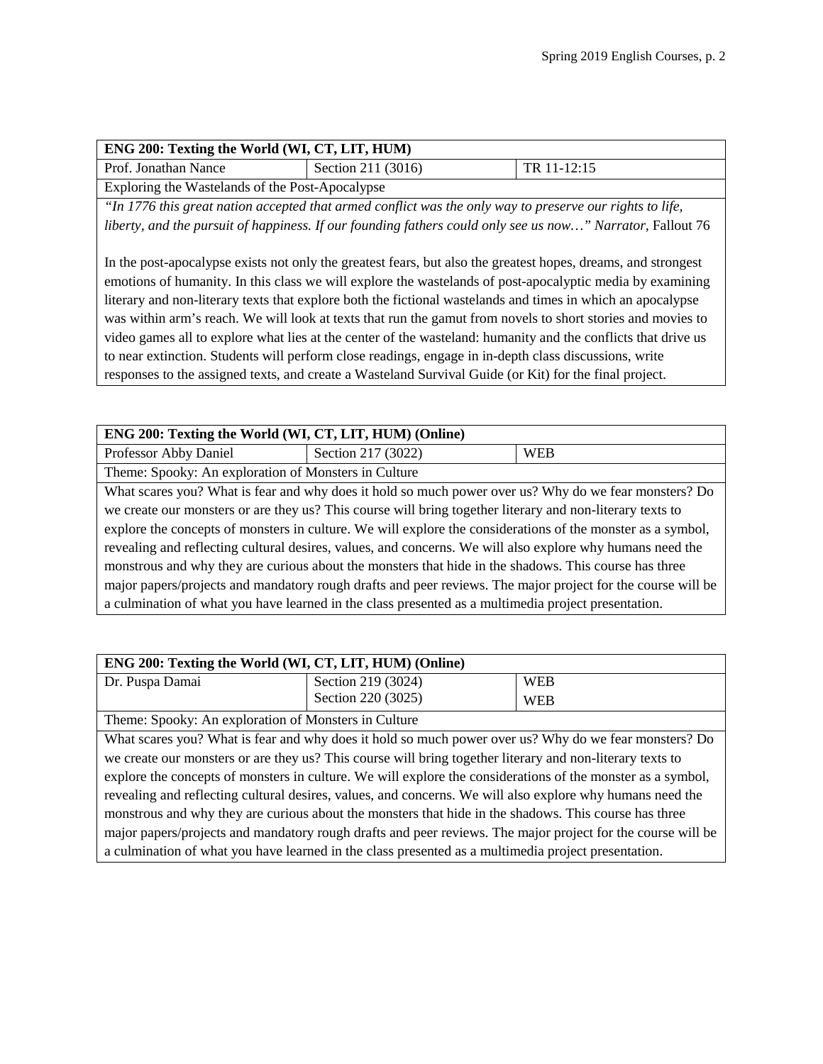| ENG 200: Texting the World (WI, CT, LIT, HUM) | | |
|---|---|---|
| Prof. Jonathan Nance | Section 211 (3016) | TR 11-12:15 |
| Exploring the Wastelands of the Post-Apocalypse | | |

*"In 1776 this great nation accepted that armed conflict was the only way to preserve our rights to life, liberty, and the pursuit of happiness. If our founding fathers could only see us now…" Narrator,* Fallout 76

In the post-apocalypse exists not only the greatest fears, but also the greatest hopes, dreams, and strongest emotions of humanity. In this class we will explore the wastelands of post-apocalyptic media by examining literary and non-literary texts that explore both the fictional wastelands and times in which an apocalypse was within arm's reach. We will look at texts that run the gamut from novels to short stories and movies to video games all to explore what lies at the center of the wasteland: humanity and the conflicts that drive us to near extinction. Students will perform close readings, engage in in-depth class discussions, write responses to the assigned texts, and create a Wasteland Survival Guide (or Kit) for the final project.

| ENG 200: Texting the World (WI, CT, LIT, HUM) (Online) | | |
|---|---|---|
| Professor Abby Daniel | Section 217 (3022) | WEB |
| Theme: Spooky: An exploration of Monsters in Culture | | |

What scares you? What is fear and why does it hold so much power over us? Why do we fear monsters? Do we create our monsters or are they us? This course will bring together literary and non-literary texts to explore the concepts of monsters in culture. We will explore the considerations of the monster as a symbol, revealing and reflecting cultural desires, values, and concerns. We will also explore why humans need the monstrous and why they are curious about the monsters that hide in the shadows. This course has three major papers/projects and mandatory rough drafts and peer reviews. The major project for the course will be a culmination of what you have learned in the class presented as a multimedia project presentation.

| ENG 200: Texting the World (WI, CT, LIT, HUM) (Online) | | |
|---|---|---|
| Dr. Puspa Damai | Section 219 (3024)<br>Section 220 (3025) | WEB<br>WEB |
| Theme: Spooky: An exploration of Monsters in Culture | | |

What scares you? What is fear and why does it hold so much power over us? Why do we fear monsters? Do we create our monsters or are they us? This course will bring together literary and non-literary texts to explore the concepts of monsters in culture. We will explore the considerations of the monster as a symbol, revealing and reflecting cultural desires, values, and concerns. We will also explore why humans need the monstrous and why they are curious about the monsters that hide in the shadows. This course has three major papers/projects and mandatory rough drafts and peer reviews. The major project for the course will be a culmination of what you have learned in the class presented as a multimedia project presentation.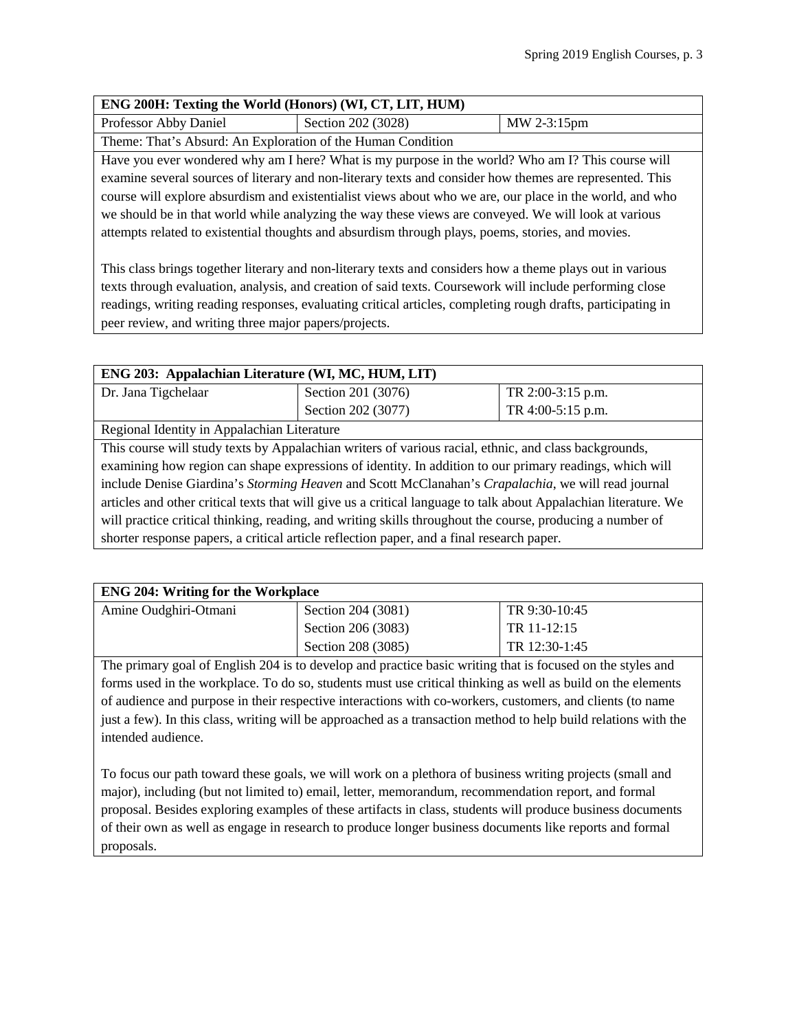| **ENG 200H: Texting the World (Honors) (WI, CT, LIT, HUM)** | | |
|---|---|---|
| Professor Abby Daniel | Section 202 (3028) | MW 2-3:15pm |

Theme: That's Absurd: An Exploration of the Human Condition

Have you ever wondered why am I here? What is my purpose in the world? Who am I? This course will examine several sources of literary and non-literary texts and consider how themes are represented. This course will explore absurdism and existentialist views about who we are, our place in the world, and who we should be in that world while analyzing the way these views are conveyed. We will look at various attempts related to existential thoughts and absurdism through plays, poems, stories, and movies.

This class brings together literary and non-literary texts and considers how a theme plays out in various texts through evaluation, analysis, and creation of said texts. Coursework will include performing close readings, writing reading responses, evaluating critical articles, completing rough drafts, participating in peer review, and writing three major papers/projects.

| **ENG 203: Appalachian Literature (WI, MC, HUM, LIT)** | | |
|---|---|---|
| Dr. Jana Tigchelaar | Section 201 (3076) | TR 2:00-3:15 p.m. |
| | Section 202 (3077) | TR 4:00-5:15 p.m. |

Regional Identity in Appalachian Literature

This course will study texts by Appalachian writers of various racial, ethnic, and class backgrounds, examining how region can shape expressions of identity. In addition to our primary readings, which will include Denise Giardina's *Storming Heaven* and Scott McClanahan's *Crapalachia*, we will read journal articles and other critical texts that will give us a critical language to talk about Appalachian literature. We will practice critical thinking, reading, and writing skills throughout the course, producing a number of shorter response papers, a critical article reflection paper, and a final research paper.

| **ENG 204: Writing for the Workplace** | | |
|---|---|---|
| Amine Oudghiri-Otmani | Section 204 (3081) | TR 9:30-10:45 |
| | Section 206 (3083) | TR 11-12:15 |
| | Section 208 (3085) | TR 12:30-1:45 |

The primary goal of English 204 is to develop and practice basic writing that is focused on the styles and forms used in the workplace. To do so, students must use critical thinking as well as build on the elements of audience and purpose in their respective interactions with co-workers, customers, and clients (to name just a few). In this class, writing will be approached as a transaction method to help build relations with the intended audience.

To focus our path toward these goals, we will work on a plethora of business writing projects (small and major), including (but not limited to) email, letter, memorandum, recommendation report, and formal proposal. Besides exploring examples of these artifacts in class, students will produce business documents of their own as well as engage in research to produce longer business documents like reports and formal proposals.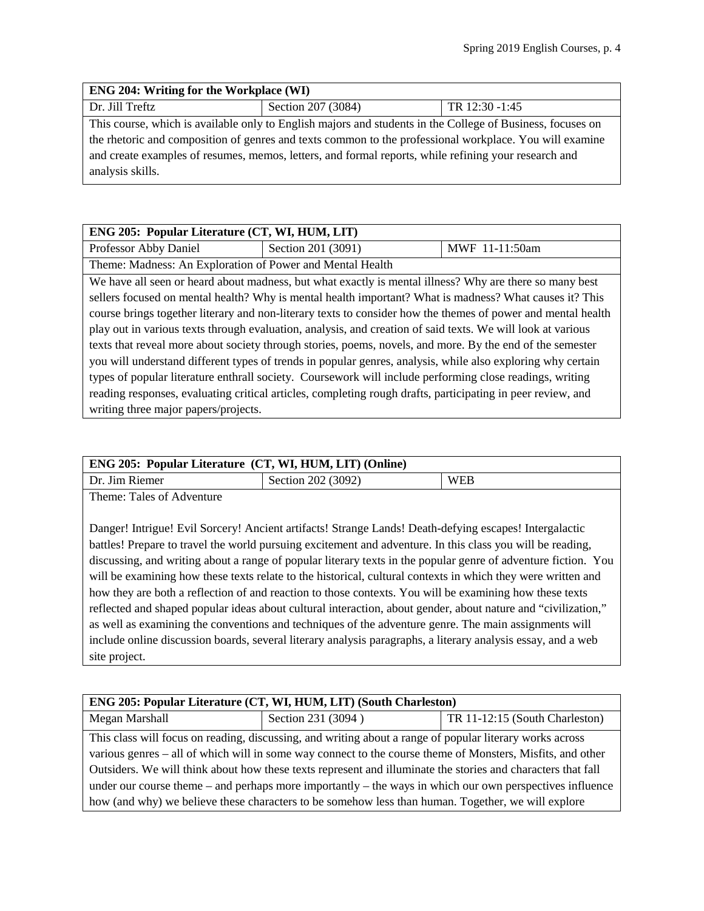| ENG 204: Writing for the Workplace (WI) | | |
|---|---|---|
| Dr. Jill Treftz | Section 207 (3084) | TR 12:30 -1:45 |

This course, which is available only to English majors and students in the College of Business, focuses on the rhetoric and composition of genres and texts common to the professional workplace. You will examine and create examples of resumes, memos, letters, and formal reports, while refining your research and analysis skills.

| ENG 205: Popular Literature (CT, WI, HUM, LIT) | | |
|---|---|---|
| Professor Abby Daniel | Section 201 (3091) | MWF 11-11:50am |

Theme: Madness: An Exploration of Power and Mental Health

We have all seen or heard about madness, but what exactly is mental illness? Why are there so many best sellers focused on mental health? Why is mental health important? What is madness? What causes it? This course brings together literary and non-literary texts to consider how the themes of power and mental health play out in various texts through evaluation, analysis, and creation of said texts. We will look at various texts that reveal more about society through stories, poems, novels, and more. By the end of the semester you will understand different types of trends in popular genres, analysis, while also exploring why certain types of popular literature enthrall society. Coursework will include performing close readings, writing reading responses, evaluating critical articles, completing rough drafts, participating in peer review, and writing three major papers/projects.

| ENG 205: Popular Literature (CT, WI, HUM, LIT) (Online) | | |
|---|---|---|
| Dr. Jim Riemer | Section 202 (3092) | WEB |

Theme: Tales of Adventure

Danger! Intrigue! Evil Sorcery! Ancient artifacts! Strange Lands! Death-defying escapes! Intergalactic battles! Prepare to travel the world pursuing excitement and adventure. In this class you will be reading, discussing, and writing about a range of popular literary texts in the popular genre of adventure fiction. You will be examining how these texts relate to the historical, cultural contexts in which they were written and how they are both a reflection of and reaction to those contexts. You will be examining how these texts reflected and shaped popular ideas about cultural interaction, about gender, about nature and "civilization," as well as examining the conventions and techniques of the adventure genre. The main assignments will include online discussion boards, several literary analysis paragraphs, a literary analysis essay, and a web site project.

| ENG 205: Popular Literature (CT, WI, HUM, LIT) (South Charleston) | | |
|---|---|---|
| Megan Marshall | Section 231 (3094 ) | TR 11-12:15 (South Charleston) |

This class will focus on reading, discussing, and writing about a range of popular literary works across various genres – all of which will in some way connect to the course theme of Monsters, Misfits, and other Outsiders. We will think about how these texts represent and illuminate the stories and characters that fall under our course theme – and perhaps more importantly – the ways in which our own perspectives influence how (and why) we believe these characters to be somehow less than human. Together, we will explore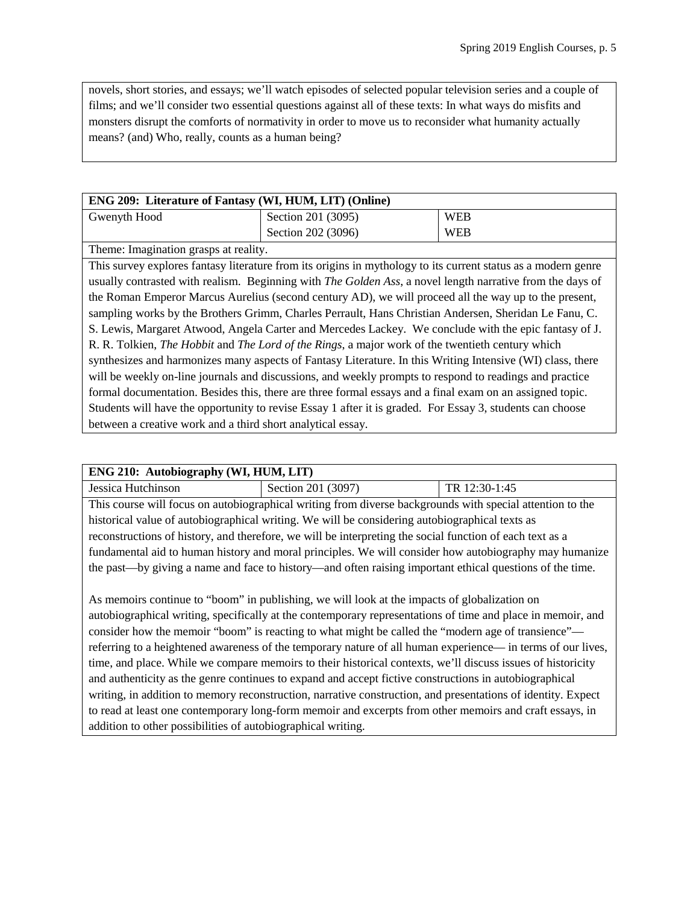novels, short stories, and essays; we'll watch episodes of selected popular television series and a couple of films; and we'll consider two essential questions against all of these texts: In what ways do misfits and monsters disrupt the comforts of normativity in order to move us to reconsider what humanity actually means? (and) Who, really, counts as a human being?

| ENG 209: Literature of Fantasy (WI, HUM, LIT) (Online) | | |
|---|---|---|
| Gwenyth Hood | Section 201 (3095) | WEB |
| | Section 202 (3096) | WEB |

Theme: Imagination grasps at reality.

This survey explores fantasy literature from its origins in mythology to its current status as a modern genre usually contrasted with realism. Beginning with *The Golden Ass*, a novel length narrative from the days of the Roman Emperor Marcus Aurelius (second century AD), we will proceed all the way up to the present, sampling works by the Brothers Grimm, Charles Perrault, Hans Christian Andersen, Sheridan Le Fanu, C. S. Lewis, Margaret Atwood, Angela Carter and Mercedes Lackey. We conclude with the epic fantasy of J. R. R. Tolkien, *The Hobbit* and *The Lord of the Rings*, a major work of the twentieth century which synthesizes and harmonizes many aspects of Fantasy Literature. In this Writing Intensive (WI) class, there will be weekly on-line journals and discussions, and weekly prompts to respond to readings and practice formal documentation. Besides this, there are three formal essays and a final exam on an assigned topic. Students will have the opportunity to revise Essay 1 after it is graded. For Essay 3, students can choose between a creative work and a third short analytical essay.

| ENG 210: Autobiography (WI, HUM, LIT) | | |
|---|---|---|
| Jessica Hutchinson | Section 201 (3097) | TR 12:30-1:45 |

This course will focus on autobiographical writing from diverse backgrounds with special attention to the historical value of autobiographical writing. We will be considering autobiographical texts as reconstructions of history, and therefore, we will be interpreting the social function of each text as a fundamental aid to human history and moral principles. We will consider how autobiography may humanize the past—by giving a name and face to history—and often raising important ethical questions of the time.

As memoirs continue to "boom" in publishing, we will look at the impacts of globalization on autobiographical writing, specifically at the contemporary representations of time and place in memoir, and consider how the memoir "boom" is reacting to what might be called the "modern age of transience"—referring to a heightened awareness of the temporary nature of all human experience— in terms of our lives, time, and place. While we compare memoirs to their historical contexts, we'll discuss issues of historicity and authenticity as the genre continues to expand and accept fictive constructions in autobiographical writing, in addition to memory reconstruction, narrative construction, and presentations of identity. Expect to read at least one contemporary long-form memoir and excerpts from other memoirs and craft essays, in addition to other possibilities of autobiographical writing.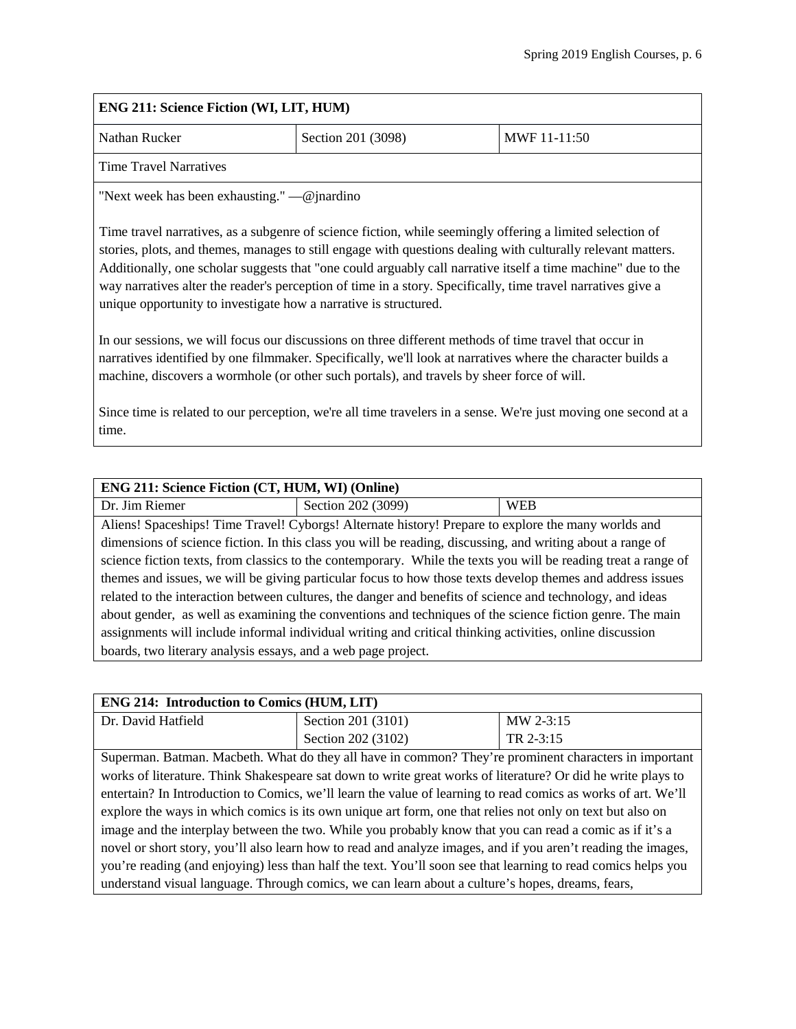### ENG 211: Science Fiction (WI, LIT, HUM)

| Nathan Rucker | Section 201 (3098) | MWF 11-11:50 |
|---|---|---|

Time Travel Narratives

"Next week has been exhausting." —@jnardino

Time travel narratives, as a subgenre of science fiction, while seemingly offering a limited selection of stories, plots, and themes, manages to still engage with questions dealing with culturally relevant matters. Additionally, one scholar suggests that "one could arguably call narrative itself a time machine" due to the way narratives alter the reader's perception of time in a story. Specifically, time travel narratives give a unique opportunity to investigate how a narrative is structured.

In our sessions, we will focus our discussions on three different methods of time travel that occur in narratives identified by one filmmaker. Specifically, we'll look at narratives where the character builds a machine, discovers a wormhole (or other such portals), and travels by sheer force of will.

Since time is related to our perception, we're all time travelers in a sense. We're just moving one second at a time.

### ENG 211: Science Fiction (CT, HUM, WI) (Online)

| Dr. Jim Riemer | Section 202 (3099) | WEB |
|---|---|---|

Aliens! Spaceships! Time Travel! Cyborgs! Alternate history! Prepare to explore the many worlds and dimensions of science fiction. In this class you will be reading, discussing, and writing about a range of science fiction texts, from classics to the contemporary. While the texts you will be reading treat a range of themes and issues, we will be giving particular focus to how those texts develop themes and address issues related to the interaction between cultures, the danger and benefits of science and technology, and ideas about gender, as well as examining the conventions and techniques of the science fiction genre. The main assignments will include informal individual writing and critical thinking activities, online discussion boards, two literary analysis essays, and a web page project.

### ENG 214: Introduction to Comics (HUM, LIT)

| Dr. David Hatfield | Section 201 (3101) | MW 2-3:15 |
|---|---|---|
| | Section 202 (3102) | TR 2-3:15 |

Superman. Batman. Macbeth. What do they all have in common? They're prominent characters in important works of literature. Think Shakespeare sat down to write great works of literature? Or did he write plays to entertain? In Introduction to Comics, we'll learn the value of learning to read comics as works of art. We'll explore the ways in which comics is its own unique art form, one that relies not only on text but also on image and the interplay between the two. While you probably know that you can read a comic as if it's a novel or short story, you'll also learn how to read and analyze images, and if you aren't reading the images, you're reading (and enjoying) less than half the text. You'll soon see that learning to read comics helps you understand visual language. Through comics, we can learn about a culture's hopes, dreams, fears,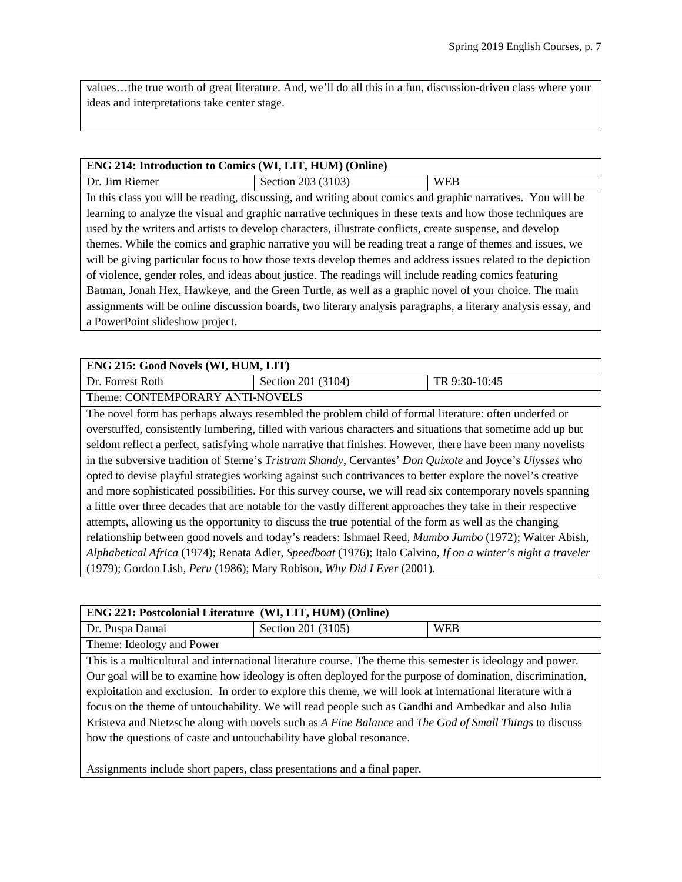values…the true worth of great literature. And, we'll do all this in a fun, discussion-driven class where your ideas and interpretations take center stage.

| **ENG 214: Introduction to Comics (WI, LIT, HUM) (Online)** | | |
|---|---|---|
| Dr. Jim Riemer | Section 203 (3103) | WEB |

In this class you will be reading, discussing, and writing about comics and graphic narratives. You will be learning to analyze the visual and graphic narrative techniques in these texts and how those techniques are used by the writers and artists to develop characters, illustrate conflicts, create suspense, and develop themes. While the comics and graphic narrative you will be reading treat a range of themes and issues, we will be giving particular focus to how those texts develop themes and address issues related to the depiction of violence, gender roles, and ideas about justice. The readings will include reading comics featuring Batman, Jonah Hex, Hawkeye, and the Green Turtle, as well as a graphic novel of your choice. The main assignments will be online discussion boards, two literary analysis paragraphs, a literary analysis essay, and a PowerPoint slideshow project.

| **ENG 215: Good Novels (WI, HUM, LIT)** | | |
|---|---|---|
| Dr. Forrest Roth | Section 201 (3104) | TR 9:30-10:45 |

Theme: CONTEMPORARY ANTI-NOVELS

The novel form has perhaps always resembled the problem child of formal literature: often underfed or overstuffed, consistently lumbering, filled with various characters and situations that sometime add up but seldom reflect a perfect, satisfying whole narrative that finishes. However, there have been many novelists in the subversive tradition of Sterne's *Tristram Shandy*, Cervantes' *Don Quixote* and Joyce's *Ulysses* who opted to devise playful strategies working against such contrivances to better explore the novel's creative and more sophisticated possibilities. For this survey course, we will read six contemporary novels spanning a little over three decades that are notable for the vastly different approaches they take in their respective attempts, allowing us the opportunity to discuss the true potential of the form as well as the changing relationship between good novels and today's readers: Ishmael Reed, *Mumbo Jumbo* (1972); Walter Abish, *Alphabetical Africa* (1974); Renata Adler, *Speedboat* (1976); Italo Calvino, *If on a winter's night a traveler* (1979); Gordon Lish, *Peru* (1986); Mary Robison, *Why Did I Ever* (2001).

| **ENG 221: Postcolonial Literature (WI, LIT, HUM) (Online)** | | |
|---|---|---|
| Dr. Puspa Damai | Section 201 (3105) | WEB |

Theme: Ideology and Power

This is a multicultural and international literature course. The theme this semester is ideology and power. Our goal will be to examine how ideology is often deployed for the purpose of domination, discrimination, exploitation and exclusion. In order to explore this theme, we will look at international literature with a focus on the theme of untouchability. We will read people such as Gandhi and Ambedkar and also Julia Kristeva and Nietzsche along with novels such as *A Fine Balance* and *The God of Small Things* to discuss how the questions of caste and untouchability have global resonance.

Assignments include short papers, class presentations and a final paper.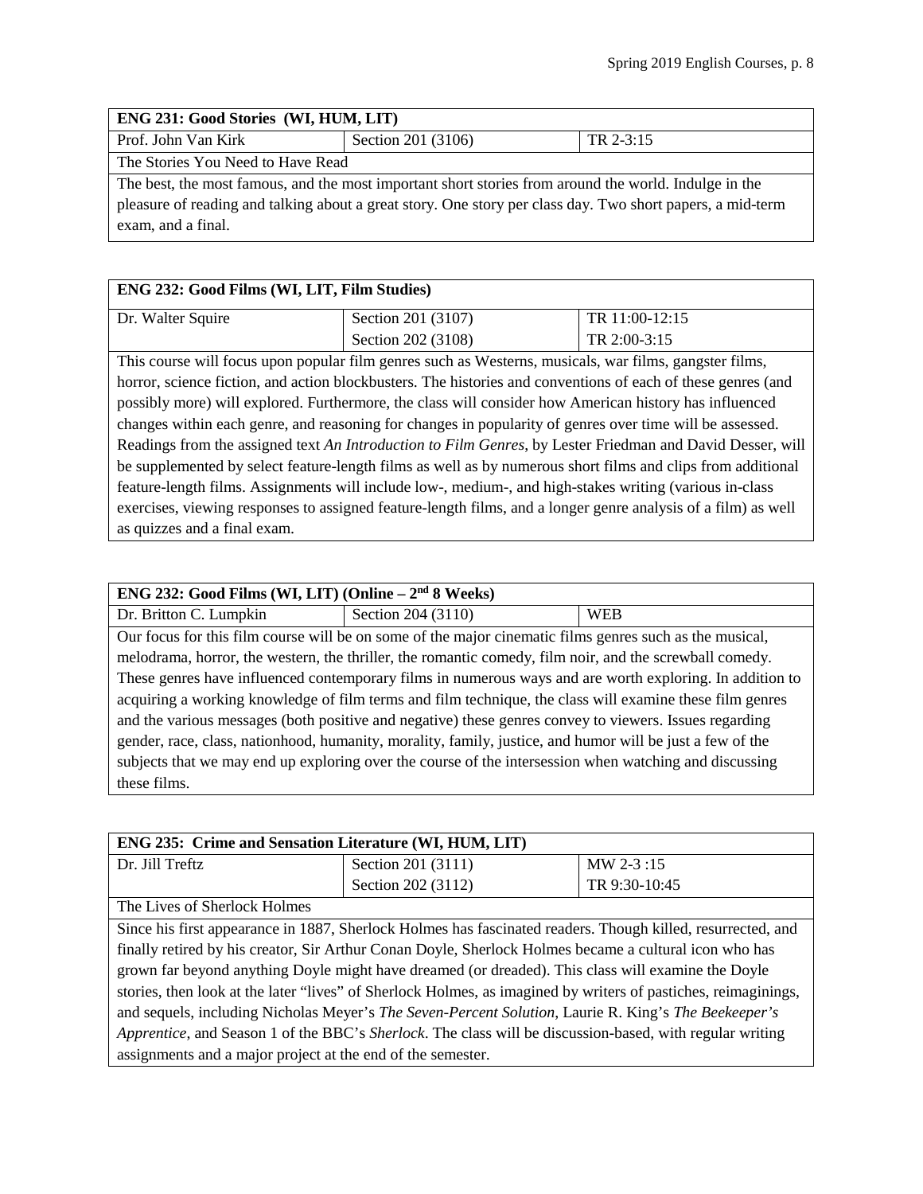| **ENG 231: Good Stories (WI, HUM, LIT)** | | |
|---|---|---|
| Prof. John Van Kirk | Section 201 (3106) | TR 2-3:15 |
| The Stories You Need to Have Read | | |
| The best, the most famous, and the most important short stories from around the world. Indulge in the pleasure of reading and talking about a great story. One story per class day. Two short papers, a mid-term exam, and a final. | | |

| **ENG 232: Good Films (WI, LIT, Film Studies)** | | |
|---|---|---|
| Dr. Walter Squire | Section 201 (3107)<br>Section 202 (3108) | TR 11:00-12:15<br>TR 2:00-3:15 |
| This course will focus upon popular film genres such as Westerns, musicals, war films, gangster films, horror, science fiction, and action blockbusters. The histories and conventions of each of these genres (and possibly more) will explored. Furthermore, the class will consider how American history has influenced changes within each genre, and reasoning for changes in popularity of genres over time will be assessed. Readings from the assigned text *An Introduction to Film Genres*, by Lester Friedman and David Desser, will be supplemented by select feature-length films as well as by numerous short films and clips from additional feature-length films. Assignments will include low-, medium-, and high-stakes writing (various in-class exercises, viewing responses to assigned feature-length films, and a longer genre analysis of a film) as well as quizzes and a final exam. | | |

| **ENG 232: Good Films (WI, LIT) (Online – 2nd 8 Weeks)** | | |
|---|---|---|
| Dr. Britton C. Lumpkin | Section 204 (3110) | WEB |
| Our focus for this film course will be on some of the major cinematic films genres such as the musical, melodrama, horror, the western, the thriller, the romantic comedy, film noir, and the screwball comedy. These genres have influenced contemporary films in numerous ways and are worth exploring. In addition to acquiring a working knowledge of film terms and film technique, the class will examine these film genres and the various messages (both positive and negative) these genres convey to viewers. Issues regarding gender, race, class, nationhood, humanity, morality, family, justice, and humor will be just a few of the subjects that we may end up exploring over the course of the intersession when watching and discussing these films. | | |

| **ENG 235: Crime and Sensation Literature (WI, HUM, LIT)** | | |
|---|---|---|
| Dr. Jill Treftz | Section 201 (3111)<br>Section 202 (3112) | MW 2-3 :15<br>TR 9:30-10:45 |
| The Lives of Sherlock Holmes | | |
| Since his first appearance in 1887, Sherlock Holmes has fascinated readers. Though killed, resurrected, and finally retired by his creator, Sir Arthur Conan Doyle, Sherlock Holmes became a cultural icon who has grown far beyond anything Doyle might have dreamed (or dreaded). This class will examine the Doyle stories, then look at the later "lives" of Sherlock Holmes, as imagined by writers of pastiches, reimaginings, and sequels, including Nicholas Meyer's *The Seven-Percent Solution*, Laurie R. King's *The Beekeeper's Apprentice*, and Season 1 of the BBC's *Sherlock*. The class will be discussion-based, with regular writing assignments and a major project at the end of the semester. | | |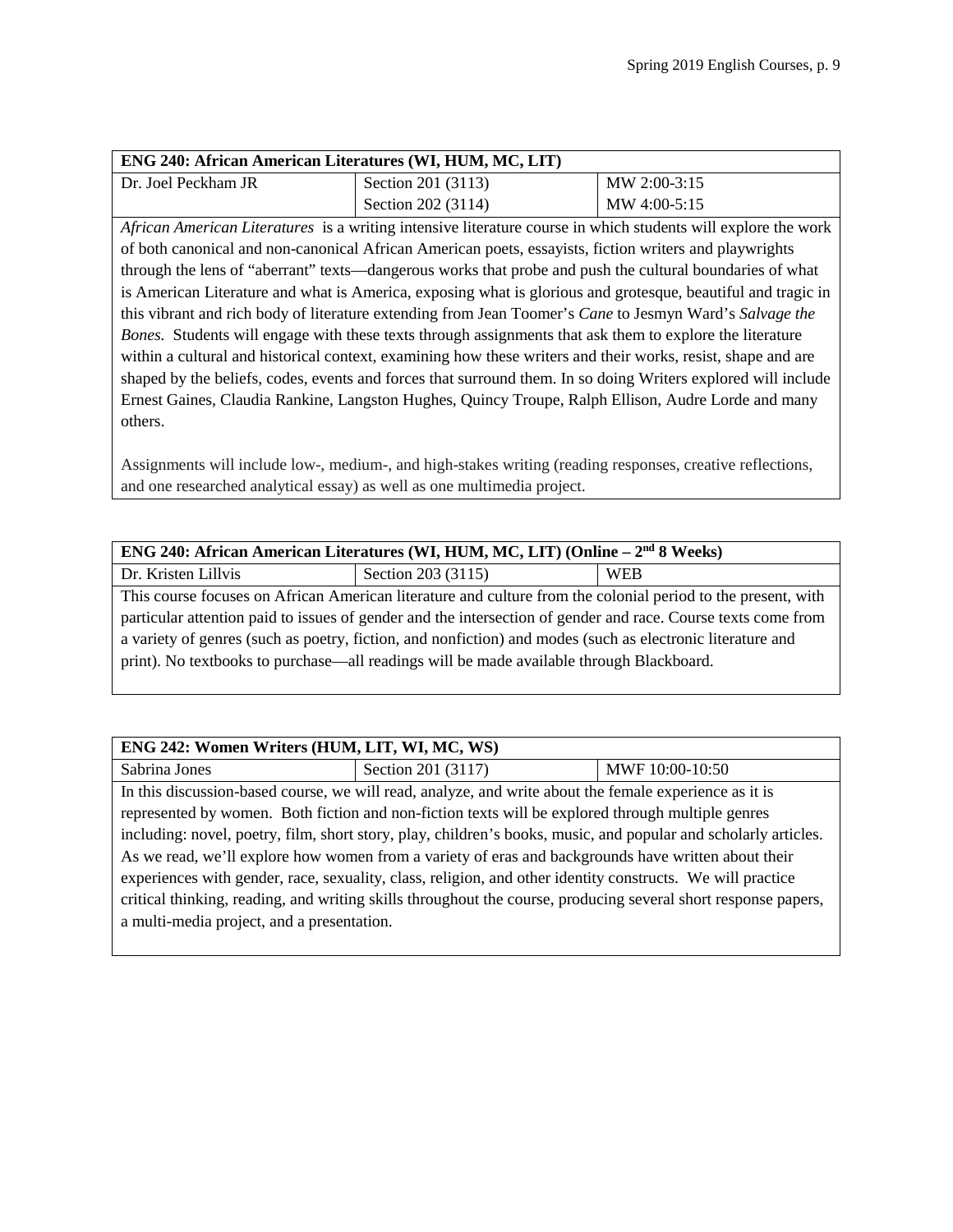| ENG 240: African American Literatures (WI, HUM, MC, LIT) | | |
|---|---|---|
| Dr. Joel Peckham JR | Section 201 (3113)<br>Section 202 (3114) | MW 2:00-3:15<br>MW 4:00-5:15 |

*African American Literatures* is a writing intensive literature course in which students will explore the work of both canonical and non-canonical African American poets, essayists, fiction writers and playwrights through the lens of "aberrant" texts—dangerous works that probe and push the cultural boundaries of what is American Literature and what is America, exposing what is glorious and grotesque, beautiful and tragic in this vibrant and rich body of literature extending from Jean Toomer's *Cane* to Jesmyn Ward's *Salvage the Bones.* Students will engage with these texts through assignments that ask them to explore the literature within a cultural and historical context, examining how these writers and their works, resist, shape and are shaped by the beliefs, codes, events and forces that surround them. In so doing Writers explored will include Ernest Gaines, Claudia Rankine, Langston Hughes, Quincy Troupe, Ralph Ellison, Audre Lorde and many others.

Assignments will include low-, medium-, and high-stakes writing (reading responses, creative reflections, and one researched analytical essay) as well as one multimedia project.

| ENG 240: African American Literatures (WI, HUM, MC, LIT) (Online – 2nd 8 Weeks) | | |
|---|---|---|
| Dr. Kristen Lillvis | Section 203 (3115) | WEB |

This course focuses on African American literature and culture from the colonial period to the present, with particular attention paid to issues of gender and the intersection of gender and race. Course texts come from a variety of genres (such as poetry, fiction, and nonfiction) and modes (such as electronic literature and print). No textbooks to purchase—all readings will be made available through Blackboard.

| ENG 242: Women Writers (HUM, LIT, WI, MC, WS) | | |
|---|---|---|
| Sabrina Jones | Section 201 (3117) | MWF 10:00-10:50 |

In this discussion-based course, we will read, analyze, and write about the female experience as it is represented by women. Both fiction and non-fiction texts will be explored through multiple genres including: novel, poetry, film, short story, play, children's books, music, and popular and scholarly articles. As we read, we'll explore how women from a variety of eras and backgrounds have written about their experiences with gender, race, sexuality, class, religion, and other identity constructs. We will practice critical thinking, reading, and writing skills throughout the course, producing several short response papers, a multi-media project, and a presentation.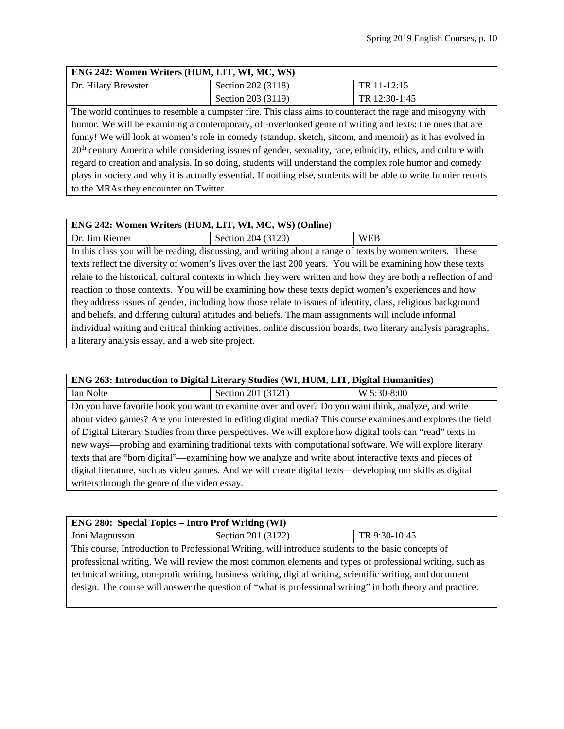| ENG 242: Women Writers (HUM, LIT, WI, MC, WS) | | |
|---|---|---|
| Dr. Hilary Brewster | Section 202 (3118) | TR 11-12:15 |
| | Section 203 (3119) | TR 12:30-1:45 |

The world continues to resemble a dumpster fire. This class aims to counteract the rage and misogyny with humor. We will be examining a contemporary, oft-overlooked genre of writing and texts: the ones that are funny! We will look at women's role in comedy (standup, sketch, sitcom, and memoir) as it has evolved in 20th century America while considering issues of gender, sexuality, race, ethnicity, ethics, and culture with regard to creation and analysis. In so doing, students will understand the complex role humor and comedy plays in society and why it is actually essential. If nothing else, students will be able to write funnier retorts to the MRAs they encounter on Twitter.

| ENG 242: Women Writers (HUM, LIT, WI, MC, WS) (Online) | | |
|---|---|---|
| Dr. Jim Riemer | Section 204 (3120) | WEB |

In this class you will be reading, discussing, and writing about a range of texts by women writers. These texts reflect the diversity of women's lives over the last 200 years. You will be examining how these texts relate to the historical, cultural contexts in which they were written and how they are both a reflection of and reaction to those contexts. You will be examining how these texts depict women's experiences and how they address issues of gender, including how those relate to issues of identity, class, religious background and beliefs, and differing cultural attitudes and beliefs. The main assignments will include informal individual writing and critical thinking activities, online discussion boards, two literary analysis paragraphs, a literary analysis essay, and a web site project.

| ENG 263: Introduction to Digital Literary Studies (WI, HUM, LIT, Digital Humanities) | | |
|---|---|---|
| Ian Nolte | Section 201 (3121) | W 5:30-8:00 |

Do you have favorite book you want to examine over and over? Do you want think, analyze, and write about video games? Are you interested in editing digital media? This course examines and explores the field of Digital Literary Studies from three perspectives. We will explore how digital tools can "read" texts in new ways—probing and examining traditional texts with computational software. We will explore literary texts that are "born digital"—examining how we analyze and write about interactive texts and pieces of digital literature, such as video games. And we will create digital texts—developing our skills as digital writers through the genre of the video essay.

| ENG 280: Special Topics – Intro Prof Writing (WI) | | |
|---|---|---|
| Joni Magnusson | Section 201 (3122) | TR 9:30-10:45 |

This course, Introduction to Professional Writing, will introduce students to the basic concepts of professional writing. We will review the most common elements and types of professional writing, such as technical writing, non-profit writing, business writing, digital writing, scientific writing, and document design. The course will answer the question of "what is professional writing" in both theory and practice.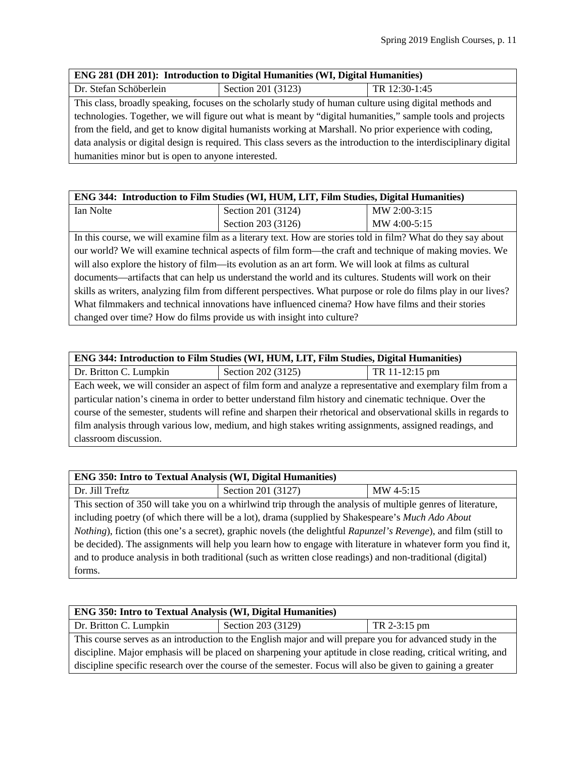| ENG 281 (DH 201): Introduction to Digital Humanities (WI, Digital Humanities) | | |
|---|---|---|
| Dr. Stefan Schöberlein | Section 201 (3123) | TR 12:30-1:45 |

This class, broadly speaking, focuses on the scholarly study of human culture using digital methods and technologies. Together, we will figure out what is meant by "digital humanities," sample tools and projects from the field, and get to know digital humanists working at Marshall. No prior experience with coding, data analysis or digital design is required. This class severs as the introduction to the interdisciplinary digital humanities minor but is open to anyone interested.

| ENG 344: Introduction to Film Studies (WI, HUM, LIT, Film Studies, Digital Humanities) | | |
|---|---|---|
| Ian Nolte | Section 201 (3124) | MW 2:00-3:15 |
| | Section 203 (3126) | MW 4:00-5:15 |

In this course, we will examine film as a literary text. How are stories told in film? What do they say about our world? We will examine technical aspects of film form—the craft and technique of making movies. We will also explore the history of film—its evolution as an art form. We will look at films as cultural documents—artifacts that can help us understand the world and its cultures. Students will work on their skills as writers, analyzing film from different perspectives. What purpose or role do films play in our lives? What filmmakers and technical innovations have influenced cinema? How have films and their stories changed over time? How do films provide us with insight into culture?

| ENG 344: Introduction to Film Studies (WI, HUM, LIT, Film Studies, Digital Humanities) | | |
|---|---|---|
| Dr. Britton C. Lumpkin | Section 202 (3125) | TR 11-12:15 pm |

Each week, we will consider an aspect of film form and analyze a representative and exemplary film from a particular nation's cinema in order to better understand film history and cinematic technique. Over the course of the semester, students will refine and sharpen their rhetorical and observational skills in regards to film analysis through various low, medium, and high stakes writing assignments, assigned readings, and classroom discussion.

| ENG 350: Intro to Textual Analysis (WI, Digital Humanities) | | |
|---|---|---|
| Dr. Jill Treftz | Section 201 (3127) | MW 4-5:15 |

This section of 350 will take you on a whirlwind trip through the analysis of multiple genres of literature, including poetry (of which there will be a lot), drama (supplied by Shakespeare's *Much Ado About Nothing*), fiction (this one's a secret), graphic novels (the delightful *Rapunzel's Revenge*), and film (still to be decided). The assignments will help you learn how to engage with literature in whatever form you find it, and to produce analysis in both traditional (such as written close readings) and non-traditional (digital) forms.

| ENG 350: Intro to Textual Analysis (WI, Digital Humanities) | | |
|---|---|---|
| Dr. Britton C. Lumpkin | Section 203 (3129) | TR 2-3:15 pm |

This course serves as an introduction to the English major and will prepare you for advanced study in the discipline. Major emphasis will be placed on sharpening your aptitude in close reading, critical writing, and discipline specific research over the course of the semester. Focus will also be given to gaining a greater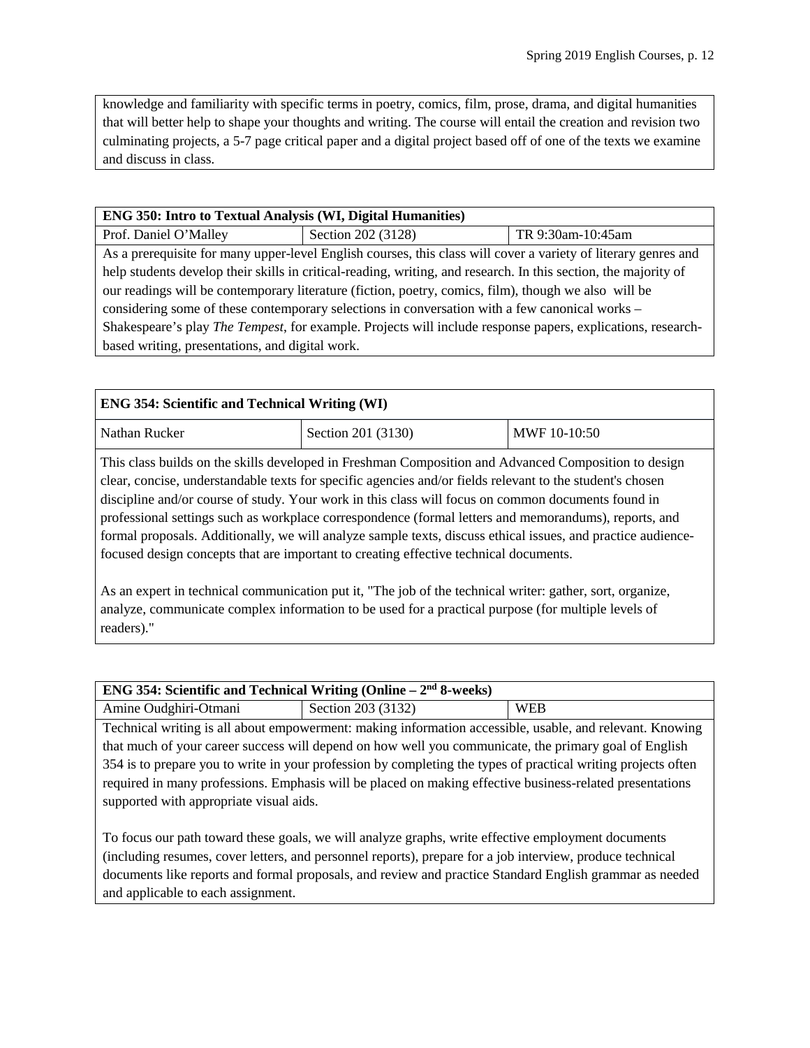knowledge and familiarity with specific terms in poetry, comics, film, prose, drama, and digital humanities that will better help to shape your thoughts and writing. The course will entail the creation and revision two culminating projects, a 5-7 page critical paper and a digital project based off of one of the texts we examine and discuss in class.

| **ENG 350: Intro to Textual Analysis (WI, Digital Humanities)** | | |
|---|---|---|
| Prof. Daniel O'Malley | Section 202 (3128) | TR 9:30am-10:45am |

As a prerequisite for many upper-level English courses, this class will cover a variety of literary genres and help students develop their skills in critical-reading, writing, and research. In this section, the majority of our readings will be contemporary literature (fiction, poetry, comics, film), though we also will be considering some of these contemporary selections in conversation with a few canonical works – Shakespeare's play *The Tempest*, for example. Projects will include response papers, explications, research-based writing, presentations, and digital work.

| **ENG 354: Scientific and Technical Writing (WI)** | | |
|---|---|---|
| Nathan Rucker | Section 201 (3130) | MWF 10-10:50 |

This class builds on the skills developed in Freshman Composition and Advanced Composition to design clear, concise, understandable texts for specific agencies and/or fields relevant to the student's chosen discipline and/or course of study. Your work in this class will focus on common documents found in professional settings such as workplace correspondence (formal letters and memorandums), reports, and formal proposals. Additionally, we will analyze sample texts, discuss ethical issues, and practice audience-focused design concepts that are important to creating effective technical documents.

As an expert in technical communication put it, "The job of the technical writer: gather, sort, organize, analyze, communicate complex information to be used for a practical purpose (for multiple levels of readers)."

| **ENG 354: Scientific and Technical Writing (Online – 2nd 8-weeks)** | | |
|---|---|---|
| Amine Oudghiri-Otmani | Section 203 (3132) | WEB |

Technical writing is all about empowerment: making information accessible, usable, and relevant. Knowing that much of your career success will depend on how well you communicate, the primary goal of English 354 is to prepare you to write in your profession by completing the types of practical writing projects often required in many professions. Emphasis will be placed on making effective business-related presentations supported with appropriate visual aids.

To focus our path toward these goals, we will analyze graphs, write effective employment documents (including resumes, cover letters, and personnel reports), prepare for a job interview, produce technical documents like reports and formal proposals, and review and practice Standard English grammar as needed and applicable to each assignment.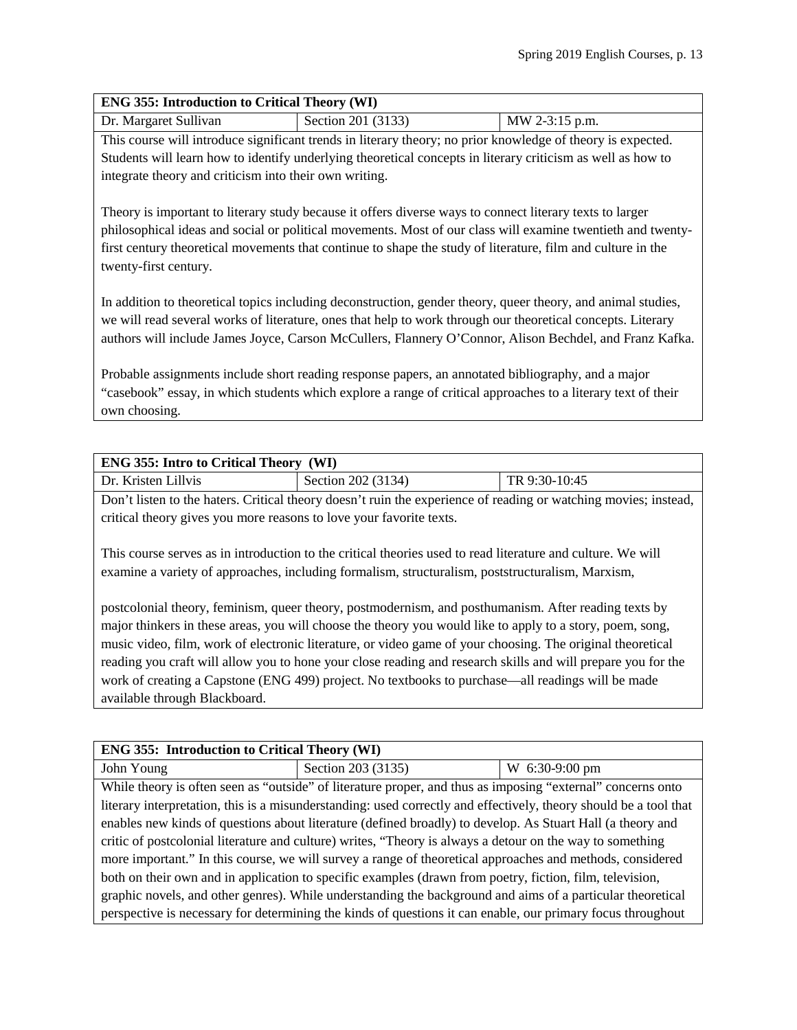| ENG 355: Introduction to Critical Theory (WI) | | |
|---|---|---|
| Dr. Margaret Sullivan | Section 201 (3133) | MW 2-3:15 p.m. |

This course will introduce significant trends in literary theory; no prior knowledge of theory is expected. Students will learn how to identify underlying theoretical concepts in literary criticism as well as how to integrate theory and criticism into their own writing.

Theory is important to literary study because it offers diverse ways to connect literary texts to larger philosophical ideas and social or political movements. Most of our class will examine twentieth and twenty-first century theoretical movements that continue to shape the study of literature, film and culture in the twenty-first century.

In addition to theoretical topics including deconstruction, gender theory, queer theory, and animal studies, we will read several works of literature, ones that help to work through our theoretical concepts. Literary authors will include James Joyce, Carson McCullers, Flannery O'Connor, Alison Bechdel, and Franz Kafka.

Probable assignments include short reading response papers, an annotated bibliography, and a major "casebook" essay, in which students which explore a range of critical approaches to a literary text of their own choosing.

| ENG 355: Intro to Critical Theory (WI) | | |
|---|---|---|
| Dr. Kristen Lillvis | Section 202 (3134) | TR 9:30-10:45 |

Don't listen to the haters. Critical theory doesn't ruin the experience of reading or watching movies; instead, critical theory gives you more reasons to love your favorite texts.

This course serves as in introduction to the critical theories used to read literature and culture. We will examine a variety of approaches, including formalism, structuralism, poststructuralism, Marxism,

postcolonial theory, feminism, queer theory, postmodernism, and posthumanism. After reading texts by major thinkers in these areas, you will choose the theory you would like to apply to a story, poem, song, music video, film, work of electronic literature, or video game of your choosing. The original theoretical reading you craft will allow you to hone your close reading and research skills and will prepare you for the work of creating a Capstone (ENG 499) project. No textbooks to purchase—all readings will be made available through Blackboard.

| ENG 355: Introduction to Critical Theory (WI) | | |
|---|---|---|
| John Young | Section 203 (3135) | W 6:30-9:00 pm |

While theory is often seen as "outside" of literature proper, and thus as imposing "external" concerns onto literary interpretation, this is a misunderstanding: used correctly and effectively, theory should be a tool that enables new kinds of questions about literature (defined broadly) to develop. As Stuart Hall (a theory and critic of postcolonial literature and culture) writes, "Theory is always a detour on the way to something more important." In this course, we will survey a range of theoretical approaches and methods, considered both on their own and in application to specific examples (drawn from poetry, fiction, film, television, graphic novels, and other genres). While understanding the background and aims of a particular theoretical perspective is necessary for determining the kinds of questions it can enable, our primary focus throughout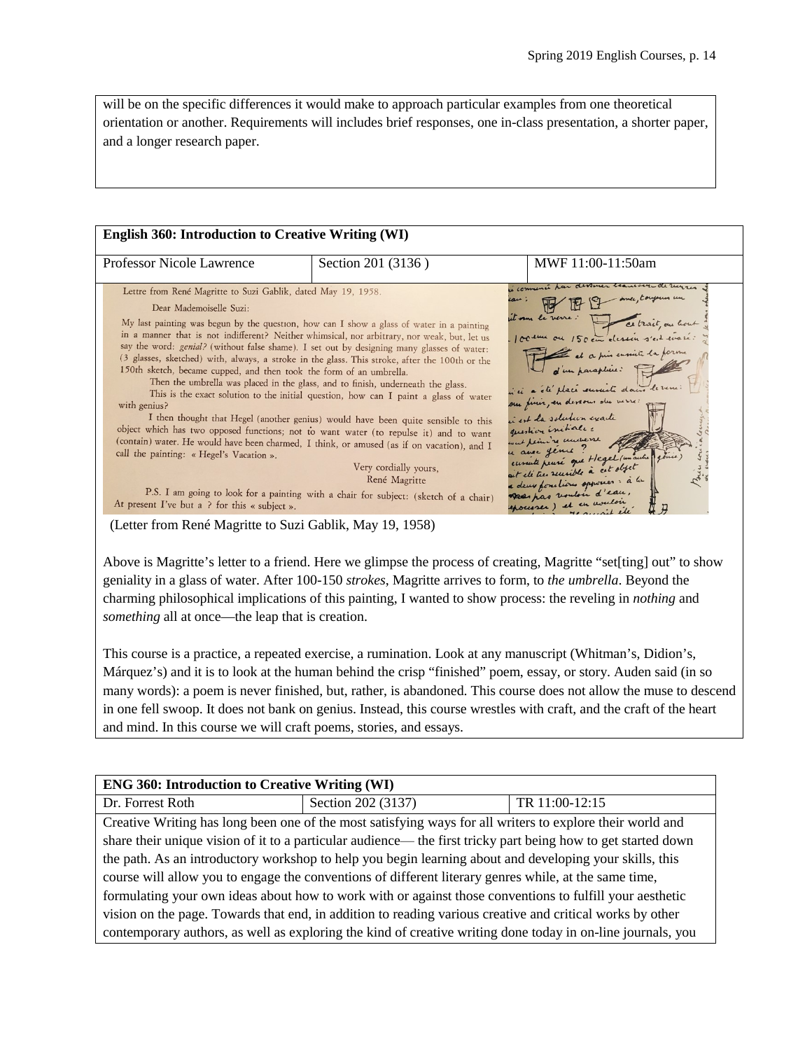will be on the specific differences it would make to approach particular examples from one theoretical orientation or another. Requirements will includes brief responses, one in-class presentation, a shorter paper, and a longer research paper.

| **English 360: Introduction to Creative Writing (WI)** | | |
|---|---|---|
| Professor Nicole Lawrence | Section 201 (3136 ) | MWF 11:00-11:50am |

Lettre from René Magritte to Suzi Gablik, dated May 19, 1958.

Dear Mademoiselle Suzi:

My last painting was begun by the question, how can I show a glass of water in a painting in a manner that is not indifferent? Neither whimsical, nor arbitrary, nor weak, but, let us say the word: *genial?* (without false shame). I set out by designing many glasses of water: (3 glasses, sketched) with, always, a stroke in the glass. This stroke, after the 100th or the 150th sketch, became cupped, and then took the form of an umbrella.

Then the umbrella was placed in the glass, and to finish, underneath the glass.

This is the exact solution to the initial question, how can I paint a glass of water with genius?

I then thought that Hegel (another genius) would have been quite sensible to this object which has two opposed functions; not to want water (to repulse it) and to want (contain) water. He would have been charmed, I think, or amused (as if on vacation), and I call the painting: « Hegel's Vacation ».

Very cordially yours,
René Magritte

P.S. I am going to look for a painting with a chair for subject: (sketch of a chair) At present I've but a ? for this « subject ».

(Letter from René Magritte to Suzi Gablik, May 19, 1958)

Above is Magritte's letter to a friend. Here we glimpse the process of creating, Magritte "set[ting] out" to show geniality in a glass of water. After 100-150 *strokes*, Magritte arrives to form, to *the umbrella*. Beyond the charming philosophical implications of this painting, I wanted to show process: the reveling in *nothing* and *something* all at once—the leap that is creation.

This course is a practice, a repeated exercise, a rumination. Look at any manuscript (Whitman's, Didion's, Márquez's) and it is to look at the human behind the crisp "finished" poem, essay, or story. Auden said (in so many words): a poem is never finished, but, rather, is abandoned. This course does not allow the muse to descend in one fell swoop. It does not bank on genius. Instead, this course wrestles with craft, and the craft of the heart and mind. In this course we will craft poems, stories, and essays.

| **ENG 360: Introduction to Creative Writing (WI)** | | |
|---|---|---|
| Dr. Forrest Roth | Section 202 (3137) | TR 11:00-12:15 |

Creative Writing has long been one of the most satisfying ways for all writers to explore their world and share their unique vision of it to a particular audience— the first tricky part being how to get started down the path. As an introductory workshop to help you begin learning about and developing your skills, this course will allow you to engage the conventions of different literary genres while, at the same time, formulating your own ideas about how to work with or against those conventions to fulfill your aesthetic vision on the page. Towards that end, in addition to reading various creative and critical works by other contemporary authors, as well as exploring the kind of creative writing done today in on-line journals, you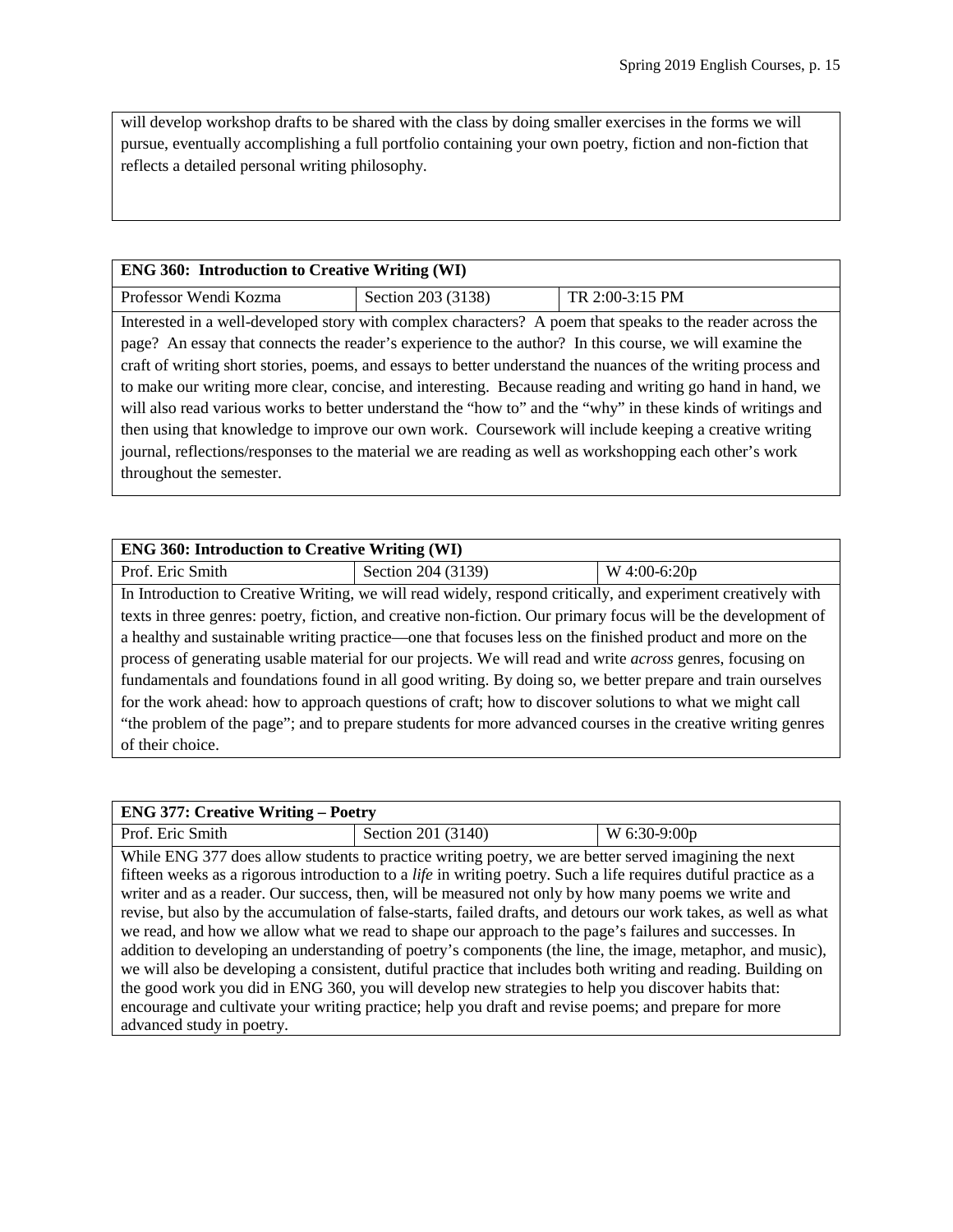will develop workshop drafts to be shared with the class by doing smaller exercises in the forms we will pursue, eventually accomplishing a full portfolio containing your own poetry, fiction and non-fiction that reflects a detailed personal writing philosophy.

| **ENG 360: Introduction to Creative Writing (WI)** | | |
|---|---|---|
| Professor Wendi Kozma | Section 203 (3138) | TR 2:00-3:15 PM |
| Interested in a well-developed story with complex characters? A poem that speaks to the reader across the page? An essay that connects the reader's experience to the author? In this course, we will examine the craft of writing short stories, poems, and essays to better understand the nuances of the writing process and to make our writing more clear, concise, and interesting. Because reading and writing go hand in hand, we will also read various works to better understand the "how to" and the "why" in these kinds of writings and then using that knowledge to improve our own work. Coursework will include keeping a creative writing journal, reflections/responses to the material we are reading as well as workshopping each other's work throughout the semester. | | |

| **ENG 360: Introduction to Creative Writing (WI)** | | |
|---|---|---|
| Prof. Eric Smith | Section 204 (3139) | W 4:00-6:20p |
| In Introduction to Creative Writing, we will read widely, respond critically, and experiment creatively with texts in three genres: poetry, fiction, and creative non-fiction. Our primary focus will be the development of a healthy and sustainable writing practice—one that focuses less on the finished product and more on the process of generating usable material for our projects. We will read and write *across* genres, focusing on fundamentals and foundations found in all good writing. By doing so, we better prepare and train ourselves for the work ahead: how to approach questions of craft; how to discover solutions to what we might call "the problem of the page"; and to prepare students for more advanced courses in the creative writing genres of their choice. | | |

| **ENG 377: Creative Writing – Poetry** | | |
|---|---|---|
| Prof. Eric Smith | Section 201 (3140) | W 6:30-9:00p |
| While ENG 377 does allow students to practice writing poetry, we are better served imagining the next fifteen weeks as a rigorous introduction to a *life* in writing poetry. Such a life requires dutiful practice as a writer and as a reader. Our success, then, will be measured not only by how many poems we write and revise, but also by the accumulation of false-starts, failed drafts, and detours our work takes, as well as what we read, and how we allow what we read to shape our approach to the page's failures and successes. In addition to developing an understanding of poetry's components (the line, the image, metaphor, and music), we will also be developing a consistent, dutiful practice that includes both writing and reading. Building on the good work you did in ENG 360, you will develop new strategies to help you discover habits that: encourage and cultivate your writing practice; help you draft and revise poems; and prepare for more advanced study in poetry. | | |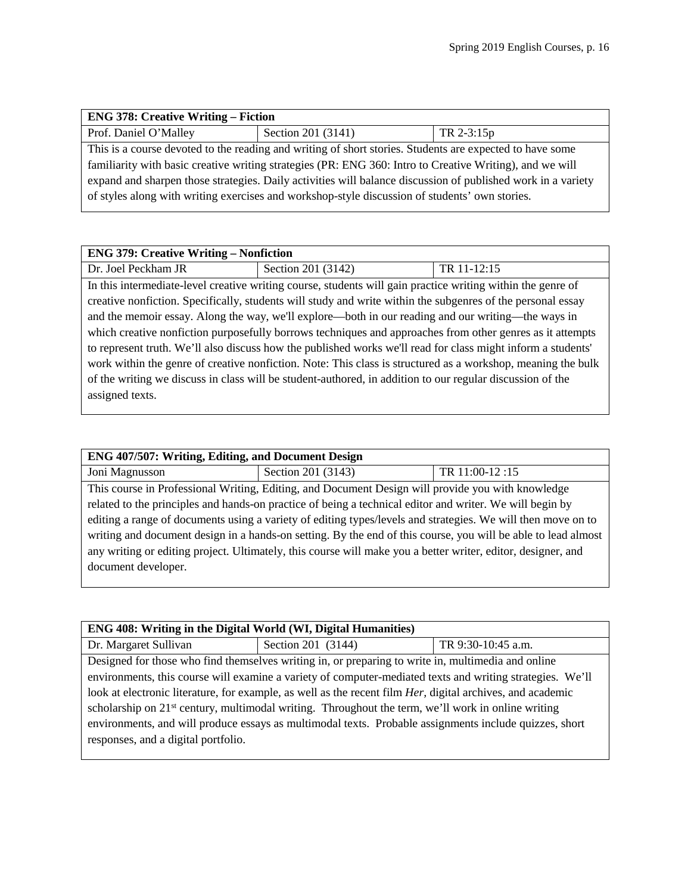| ENG 378: Creative Writing – Fiction | | |
|---|---|---|
| Prof. Daniel O'Malley | Section 201 (3141) | TR 2-3:15p |

This is a course devoted to the reading and writing of short stories. Students are expected to have some familiarity with basic creative writing strategies (PR: ENG 360: Intro to Creative Writing), and we will expand and sharpen those strategies. Daily activities will balance discussion of published work in a variety of styles along with writing exercises and workshop-style discussion of students' own stories.

| ENG 379: Creative Writing – Nonfiction | | |
|---|---|---|
| Dr. Joel Peckham JR | Section 201 (3142) | TR 11-12:15 |

In this intermediate-level creative writing course, students will gain practice writing within the genre of creative nonfiction. Specifically, students will study and write within the subgenres of the personal essay and the memoir essay. Along the way, we'll explore—both in our reading and our writing—the ways in which creative nonfiction purposefully borrows techniques and approaches from other genres as it attempts to represent truth. We'll also discuss how the published works we'll read for class might inform a students' work within the genre of creative nonfiction. Note: This class is structured as a workshop, meaning the bulk of the writing we discuss in class will be student-authored, in addition to our regular discussion of the assigned texts.

| ENG 407/507: Writing, Editing, and Document Design | | |
|---|---|---|
| Joni Magnusson | Section 201 (3143) | TR 11:00-12 :15 |

This course in Professional Writing, Editing, and Document Design will provide you with knowledge related to the principles and hands-on practice of being a technical editor and writer. We will begin by editing a range of documents using a variety of editing types/levels and strategies. We will then move on to writing and document design in a hands-on setting. By the end of this course, you will be able to lead almost any writing or editing project. Ultimately, this course will make you a better writer, editor, designer, and document developer.

| ENG 408: Writing in the Digital World (WI, Digital Humanities) | | |
|---|---|---|
| Dr. Margaret Sullivan | Section 201 (3144) | TR 9:30-10:45 a.m. |

Designed for those who find themselves writing in, or preparing to write in, multimedia and online environments, this course will examine a variety of computer-mediated texts and writing strategies. We'll look at electronic literature, for example, as well as the recent film *Her*, digital archives, and academic scholarship on 21st century, multimodal writing. Throughout the term, we'll work in online writing environments, and will produce essays as multimodal texts. Probable assignments include quizzes, short responses, and a digital portfolio.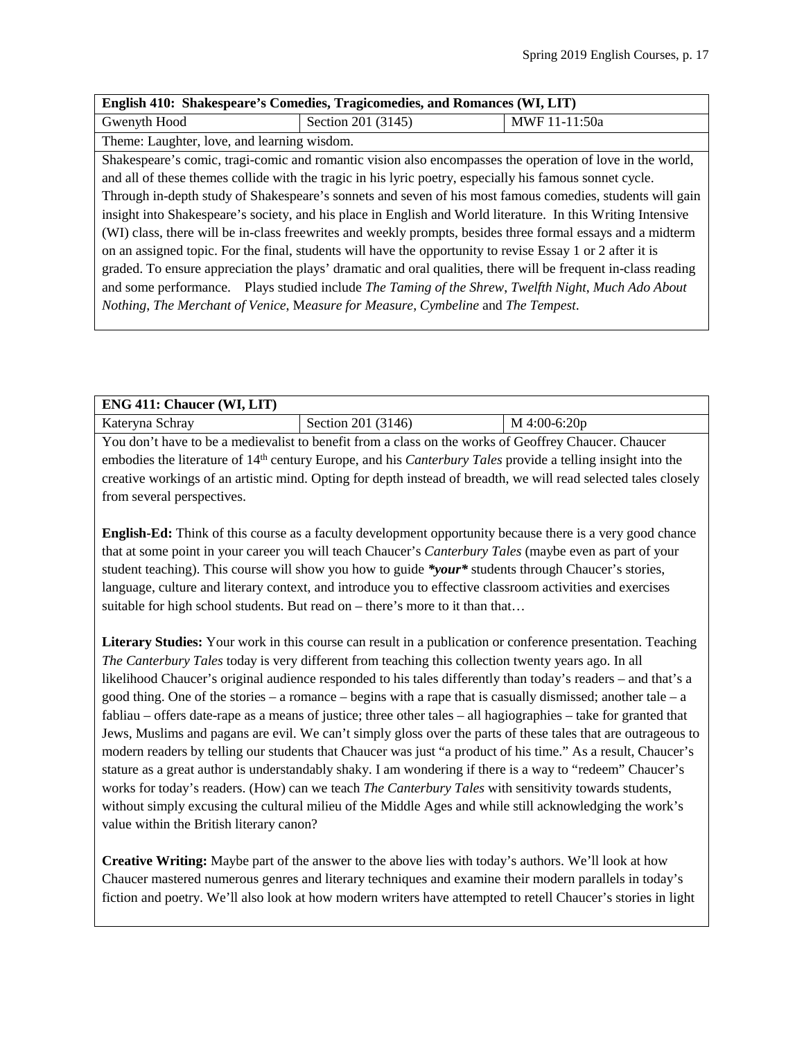| English 410: Shakespeare's Comedies, Tragicomedies, and Romances (WI, LIT) | | |
|---|---|---|
| Gwenyth Hood | Section 201 (3145) | MWF 11-11:50a |

Theme: Laughter, love, and learning wisdom.

Shakespeare's comic, tragi-comic and romantic vision also encompasses the operation of love in the world, and all of these themes collide with the tragic in his lyric poetry, especially his famous sonnet cycle. Through in-depth study of Shakespeare's sonnets and seven of his most famous comedies, students will gain insight into Shakespeare's society, and his place in English and World literature. In this Writing Intensive (WI) class, there will be in-class freewrites and weekly prompts, besides three formal essays and a midterm on an assigned topic. For the final, students will have the opportunity to revise Essay 1 or 2 after it is graded. To ensure appreciation the plays' dramatic and oral qualities, there will be frequent in-class reading and some performance. Plays studied include *The Taming of the Shrew*, *Twelfth Night*, *Much Ado About Nothing*, *The Merchant of Venice*, M*easure for Measure*, *Cymbeline* and *The Tempest*.

| ENG 411: Chaucer (WI, LIT) | | |
|---|---|---|
| Kateryna Schray | Section 201 (3146) | M 4:00-6:20p |

You don't have to be a medievalist to benefit from a class on the works of Geoffrey Chaucer. Chaucer embodies the literature of 14th century Europe, and his *Canterbury Tales* provide a telling insight into the creative workings of an artistic mind. Opting for depth instead of breadth, we will read selected tales closely from several perspectives.

**English-Ed:** Think of this course as a faculty development opportunity because there is a very good chance that at some point in your career you will teach Chaucer's *Canterbury Tales* (maybe even as part of your student teaching). This course will show you how to guide ***your*** students through Chaucer's stories, language, culture and literary context, and introduce you to effective classroom activities and exercises suitable for high school students. But read on – there's more to it than that…

**Literary Studies:** Your work in this course can result in a publication or conference presentation. Teaching *The Canterbury Tales* today is very different from teaching this collection twenty years ago. In all likelihood Chaucer's original audience responded to his tales differently than today's readers – and that's a good thing. One of the stories – a romance – begins with a rape that is casually dismissed; another tale – a fabliau – offers date-rape as a means of justice; three other tales – all hagiographies – take for granted that Jews, Muslims and pagans are evil. We can't simply gloss over the parts of these tales that are outrageous to modern readers by telling our students that Chaucer was just "a product of his time." As a result, Chaucer's stature as a great author is understandably shaky. I am wondering if there is a way to "redeem" Chaucer's works for today's readers. (How) can we teach *The Canterbury Tales* with sensitivity towards students, without simply excusing the cultural milieu of the Middle Ages and while still acknowledging the work's value within the British literary canon?

**Creative Writing:** Maybe part of the answer to the above lies with today's authors. We'll look at how Chaucer mastered numerous genres and literary techniques and examine their modern parallels in today's fiction and poetry. We'll also look at how modern writers have attempted to retell Chaucer's stories in light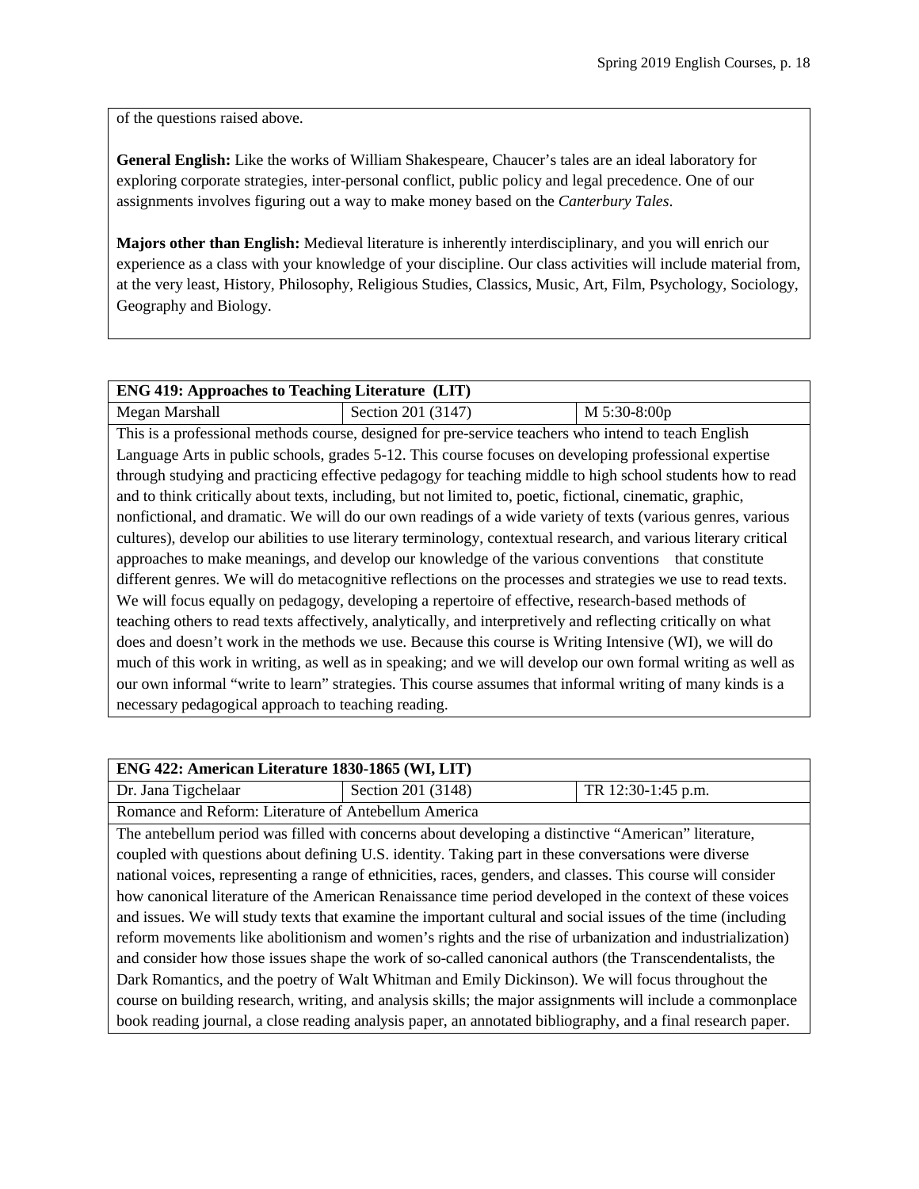of the questions raised above.

**General English:** Like the works of William Shakespeare, Chaucer's tales are an ideal laboratory for exploring corporate strategies, inter-personal conflict, public policy and legal precedence. One of our assignments involves figuring out a way to make money based on the *Canterbury Tales*.

**Majors other than English:** Medieval literature is inherently interdisciplinary, and you will enrich our experience as a class with your knowledge of your discipline. Our class activities will include material from, at the very least, History, Philosophy, Religious Studies, Classics, Music, Art, Film, Psychology, Sociology, Geography and Biology.

| **ENG 419: Approaches to Teaching Literature (LIT)** | | |
|---|---|---|
| Megan Marshall | Section 201 (3147) | M 5:30-8:00p |

This is a professional methods course, designed for pre-service teachers who intend to teach English Language Arts in public schools, grades 5-12. This course focuses on developing professional expertise through studying and practicing effective pedagogy for teaching middle to high school students how to read and to think critically about texts, including, but not limited to, poetic, fictional, cinematic, graphic, nonfictional, and dramatic. We will do our own readings of a wide variety of texts (various genres, various cultures), develop our abilities to use literary terminology, contextual research, and various literary critical approaches to make meanings, and develop our knowledge of the various conventions that constitute different genres. We will do metacognitive reflections on the processes and strategies we use to read texts. We will focus equally on pedagogy, developing a repertoire of effective, research-based methods of teaching others to read texts affectively, analytically, and interpretively and reflecting critically on what does and doesn't work in the methods we use. Because this course is Writing Intensive (WI), we will do much of this work in writing, as well as in speaking; and we will develop our own formal writing as well as our own informal "write to learn" strategies. This course assumes that informal writing of many kinds is a necessary pedagogical approach to teaching reading.

| **ENG 422: American Literature 1830-1865 (WI, LIT)** | | |
|---|---|---|
| Dr. Jana Tigchelaar | Section 201 (3148) | TR 12:30-1:45 p.m. |

Romance and Reform: Literature of Antebellum America

The antebellum period was filled with concerns about developing a distinctive "American" literature, coupled with questions about defining U.S. identity. Taking part in these conversations were diverse national voices, representing a range of ethnicities, races, genders, and classes. This course will consider how canonical literature of the American Renaissance time period developed in the context of these voices and issues. We will study texts that examine the important cultural and social issues of the time (including reform movements like abolitionism and women's rights and the rise of urbanization and industrialization) and consider how those issues shape the work of so-called canonical authors (the Transcendentalists, the Dark Romantics, and the poetry of Walt Whitman and Emily Dickinson). We will focus throughout the course on building research, writing, and analysis skills; the major assignments will include a commonplace book reading journal, a close reading analysis paper, an annotated bibliography, and a final research paper.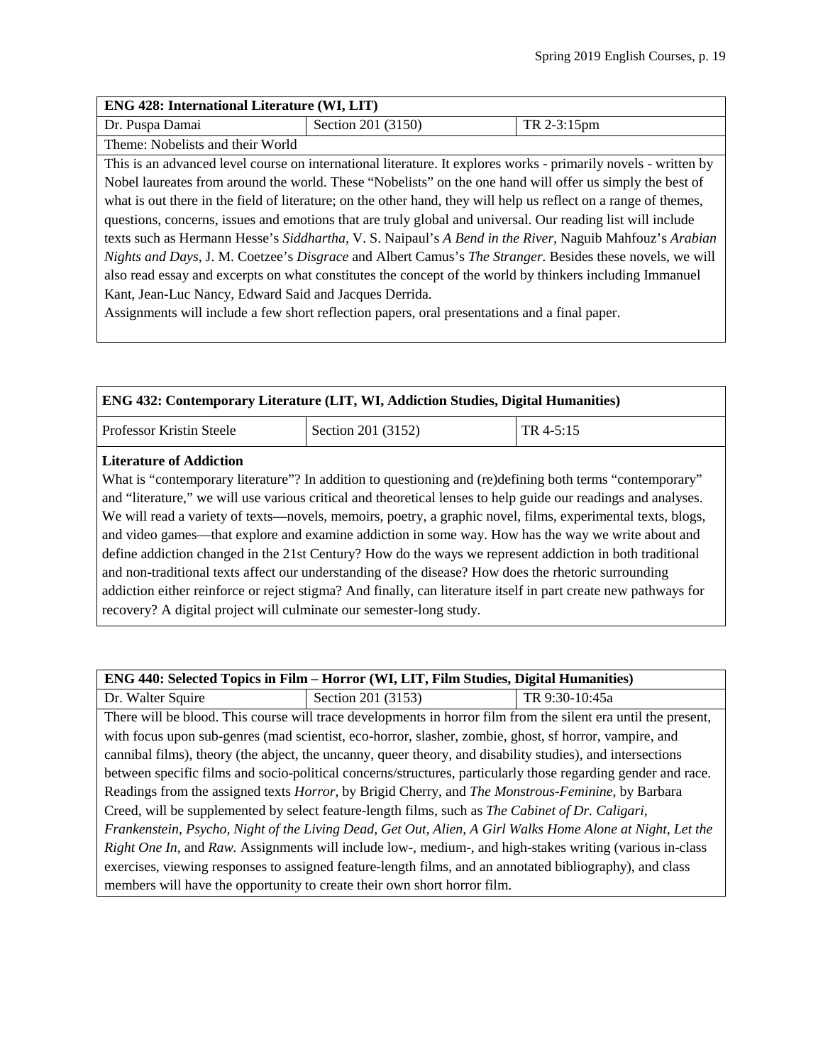| **ENG 428: International Literature (WI, LIT)** | | |
|---|---|---|
| Dr. Puspa Damai | Section 201 (3150) | TR 2-3:15pm |

Theme: Nobelists and their World

This is an advanced level course on international literature. It explores works - primarily novels - written by Nobel laureates from around the world. These "Nobelists" on the one hand will offer us simply the best of what is out there in the field of literature; on the other hand, they will help us reflect on a range of themes, questions, concerns, issues and emotions that are truly global and universal. Our reading list will include texts such as Hermann Hesse's *Siddhartha*, V. S. Naipaul's *A Bend in the River*, Naguib Mahfouz's *Arabian Nights and Days*, J. M. Coetzee's *Disgrace* and Albert Camus's *The Stranger*. Besides these novels, we will also read essay and excerpts on what constitutes the concept of the world by thinkers including Immanuel Kant, Jean-Luc Nancy, Edward Said and Jacques Derrida.

Assignments will include a few short reflection papers, oral presentations and a final paper.

| **ENG 432: Contemporary Literature (LIT, WI, Addiction Studies, Digital Humanities)** | | |
|---|---|---|
| Professor Kristin Steele | Section 201 (3152) | TR 4-5:15 |

**Literature of Addiction**

What is "contemporary literature"? In addition to questioning and (re)defining both terms "contemporary" and "literature," we will use various critical and theoretical lenses to help guide our readings and analyses. We will read a variety of texts—novels, memoirs, poetry, a graphic novel, films, experimental texts, blogs, and video games—that explore and examine addiction in some way. How has the way we write about and define addiction changed in the 21st Century? How do the ways we represent addiction in both traditional and non-traditional texts affect our understanding of the disease? How does the rhetoric surrounding addiction either reinforce or reject stigma? And finally, can literature itself in part create new pathways for recovery? A digital project will culminate our semester-long study.

| **ENG 440: Selected Topics in Film – Horror (WI, LIT, Film Studies, Digital Humanities)** | | |
|---|---|---|
| Dr. Walter Squire | Section 201 (3153) | TR 9:30-10:45a |

There will be blood. This course will trace developments in horror film from the silent era until the present, with focus upon sub-genres (mad scientist, eco-horror, slasher, zombie, ghost, sf horror, vampire, and cannibal films), theory (the abject, the uncanny, queer theory, and disability studies), and intersections between specific films and socio-political concerns/structures, particularly those regarding gender and race. Readings from the assigned texts *Horror*, by Brigid Cherry, and *The Monstrous-Feminine*, by Barbara Creed, will be supplemented by select feature-length films, such as *The Cabinet of Dr. Caligari*, *Frankenstein*, *Psycho*, *Night of the Living Dead*, *Get Out*, *Alien*, *A Girl Walks Home Alone at Night*, *Let the Right One In*, and *Raw*. Assignments will include low-, medium-, and high-stakes writing (various in-class exercises, viewing responses to assigned feature-length films, and an annotated bibliography), and class members will have the opportunity to create their own short horror film.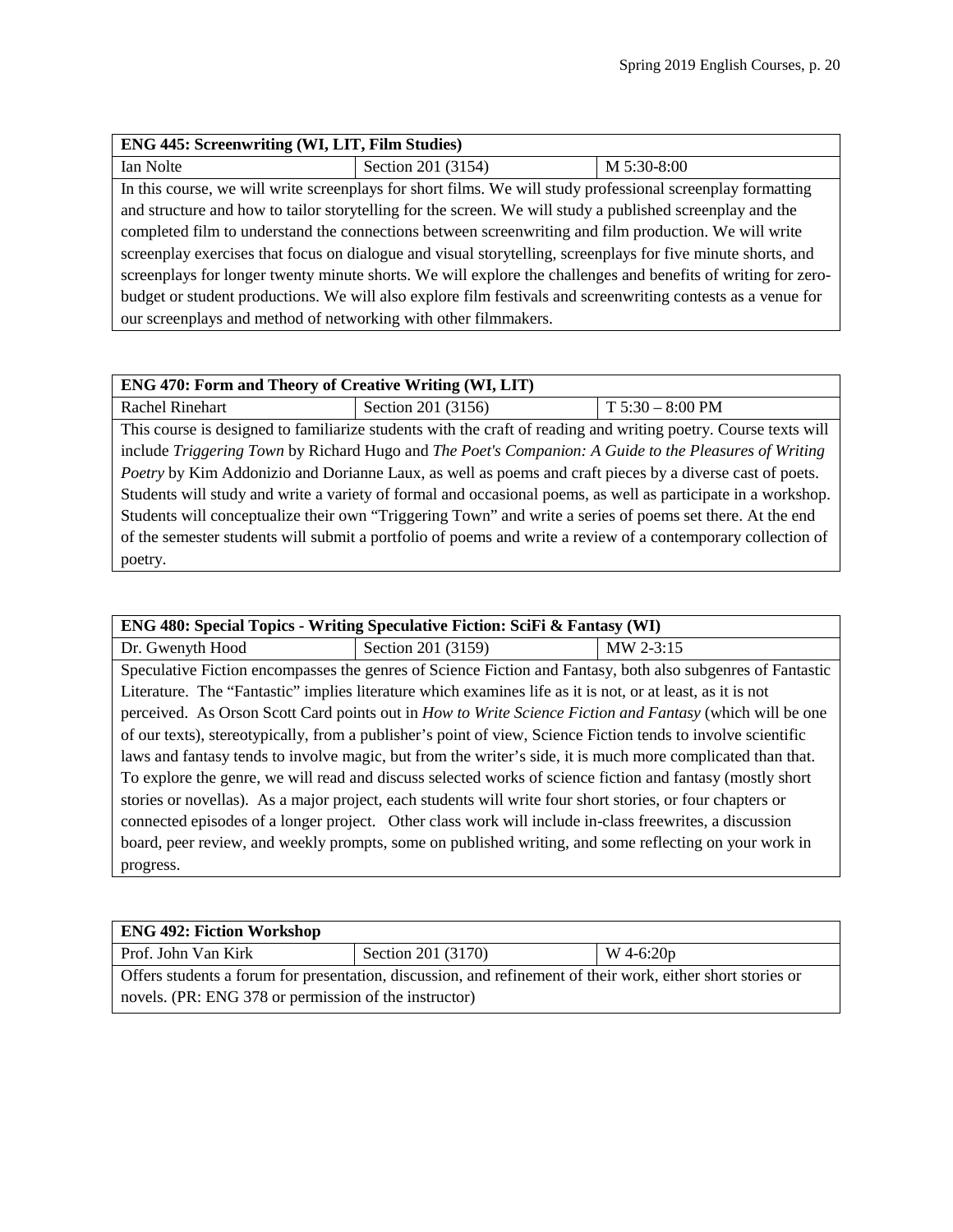| ENG 445: Screenwriting (WI, LIT, Film Studies) | | |
| --- | --- | --- |
| Ian Nolte | Section 201 (3154) | M 5:30-8:00 |
| In this course, we will write screenplays for short films. We will study professional screenplay formatting and structure and how to tailor storytelling for the screen. We will study a published screenplay and the completed film to understand the connections between screenwriting and film production. We will write screenplay exercises that focus on dialogue and visual storytelling, screenplays for five minute shorts, and screenplays for longer twenty minute shorts. We will explore the challenges and benefits of writing for zero-budget or student productions. We will also explore film festivals and screenwriting contests as a venue for our screenplays and method of networking with other filmmakers. | | |

| ENG 470: Form and Theory of Creative Writing (WI, LIT) | | |
| --- | --- | --- |
| Rachel Rinehart | Section 201 (3156) | T 5:30 – 8:00 PM |
| This course is designed to familiarize students with the craft of reading and writing poetry. Course texts will include *Triggering Town* by Richard Hugo and *The Poet's Companion: A Guide to the Pleasures of Writing Poetry* by Kim Addonizio and Dorianne Laux, as well as poems and craft pieces by a diverse cast of poets. Students will study and write a variety of formal and occasional poems, as well as participate in a workshop. Students will conceptualize their own "Triggering Town" and write a series of poems set there. At the end of the semester students will submit a portfolio of poems and write a review of a contemporary collection of poetry. | | |

| ENG 480: Special Topics - Writing Speculative Fiction: SciFi & Fantasy (WI) | | |
| --- | --- | --- |
| Dr. Gwenyth Hood | Section 201 (3159) | MW 2-3:15 |
| Speculative Fiction encompasses the genres of Science Fiction and Fantasy, both also subgenres of Fantastic Literature. The "Fantastic" implies literature which examines life as it is not, or at least, as it is not perceived. As Orson Scott Card points out in *How to Write Science Fiction and Fantasy* (which will be one of our texts), stereotypically, from a publisher's point of view, Science Fiction tends to involve scientific laws and fantasy tends to involve magic, but from the writer's side, it is much more complicated than that. To explore the genre, we will read and discuss selected works of science fiction and fantasy (mostly short stories or novellas). As a major project, each students will write four short stories, or four chapters or connected episodes of a longer project. Other class work will include in-class freewrites, a discussion board, peer review, and weekly prompts, some on published writing, and some reflecting on your work in progress. | | |

| ENG 492: Fiction Workshop | | |
| --- | --- | --- |
| Prof. John Van Kirk | Section 201 (3170) | W 4-6:20p |
| Offers students a forum for presentation, discussion, and refinement of their work, either short stories or novels. (PR: ENG 378 or permission of the instructor) | | |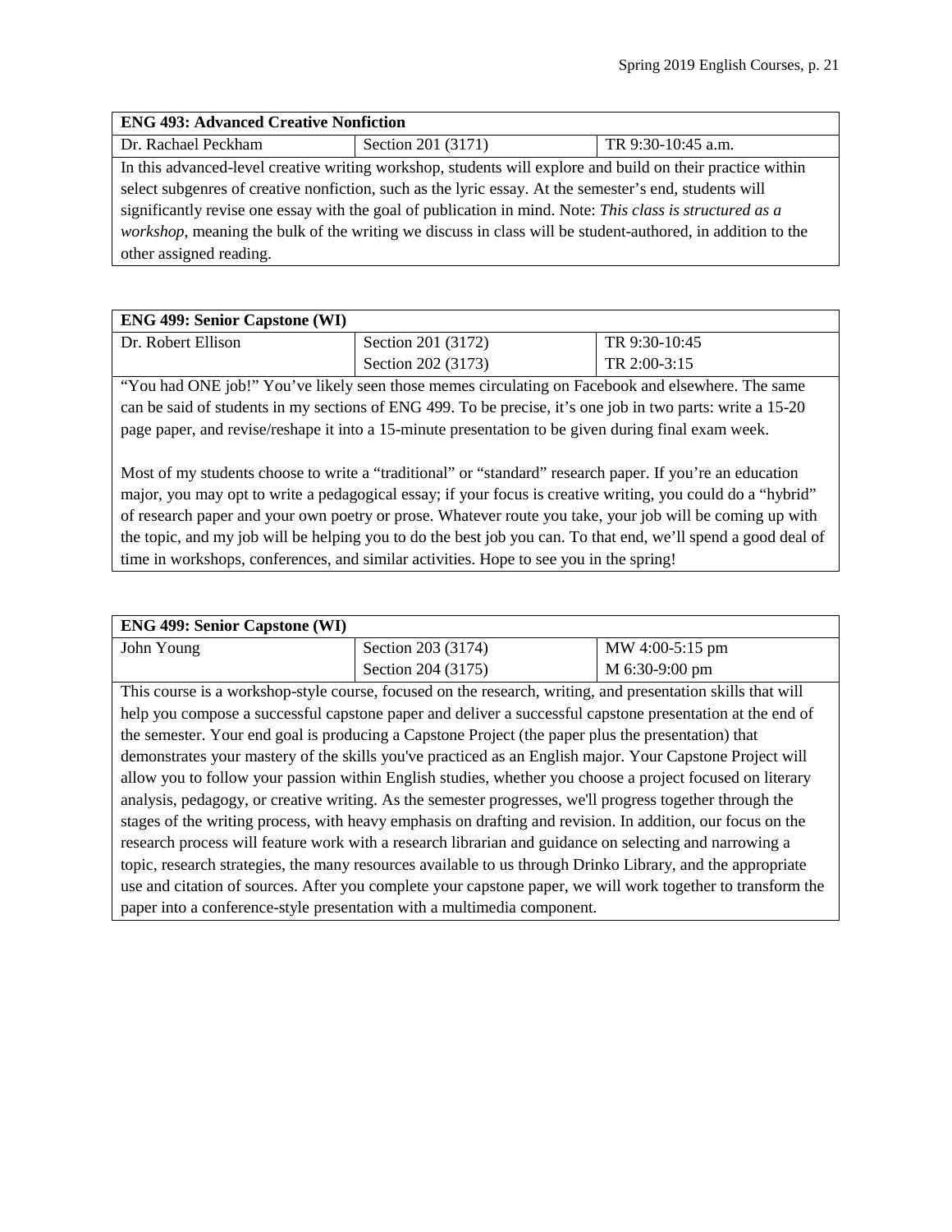| **ENG 493: Advanced Creative Nonfiction** | | |
|---|---|---|
| Dr. Rachael Peckham | Section 201 (3171) | TR 9:30-10:45 a.m. |

In this advanced-level creative writing workshop, students will explore and build on their practice within select subgenres of creative nonfiction, such as the lyric essay. At the semester's end, students will significantly revise one essay with the goal of publication in mind. Note: *This class is structured as a workshop*, meaning the bulk of the writing we discuss in class will be student-authored, in addition to the other assigned reading.

| **ENG 499: Senior Capstone (WI)** | | |
|---|---|---|
| Dr. Robert Ellison | Section 201 (3172) | TR 9:30-10:45 |
| | Section 202 (3173) | TR 2:00-3:15 |

"You had ONE job!" You've likely seen those memes circulating on Facebook and elsewhere. The same can be said of students in my sections of ENG 499. To be precise, it's one job in two parts: write a 15-20 page paper, and revise/reshape it into a 15-minute presentation to be given during final exam week.

Most of my students choose to write a "traditional" or "standard" research paper. If you're an education major, you may opt to write a pedagogical essay; if your focus is creative writing, you could do a "hybrid" of research paper and your own poetry or prose. Whatever route you take, your job will be coming up with the topic, and my job will be helping you to do the best job you can. To that end, we'll spend a good deal of time in workshops, conferences, and similar activities. Hope to see you in the spring!

| **ENG 499: Senior Capstone (WI)** | | |
|---|---|---|
| John Young | Section 203 (3174) | MW 4:00-5:15 pm |
| | Section 204 (3175) | M 6:30-9:00 pm |

This course is a workshop-style course, focused on the research, writing, and presentation skills that will help you compose a successful capstone paper and deliver a successful capstone presentation at the end of the semester. Your end goal is producing a Capstone Project (the paper plus the presentation) that demonstrates your mastery of the skills you've practiced as an English major. Your Capstone Project will allow you to follow your passion within English studies, whether you choose a project focused on literary analysis, pedagogy, or creative writing. As the semester progresses, we'll progress together through the stages of the writing process, with heavy emphasis on drafting and revision. In addition, our focus on the research process will feature work with a research librarian and guidance on selecting and narrowing a topic, research strategies, the many resources available to us through Drinko Library, and the appropriate use and citation of sources. After you complete your capstone paper, we will work together to transform the paper into a conference-style presentation with a multimedia component.